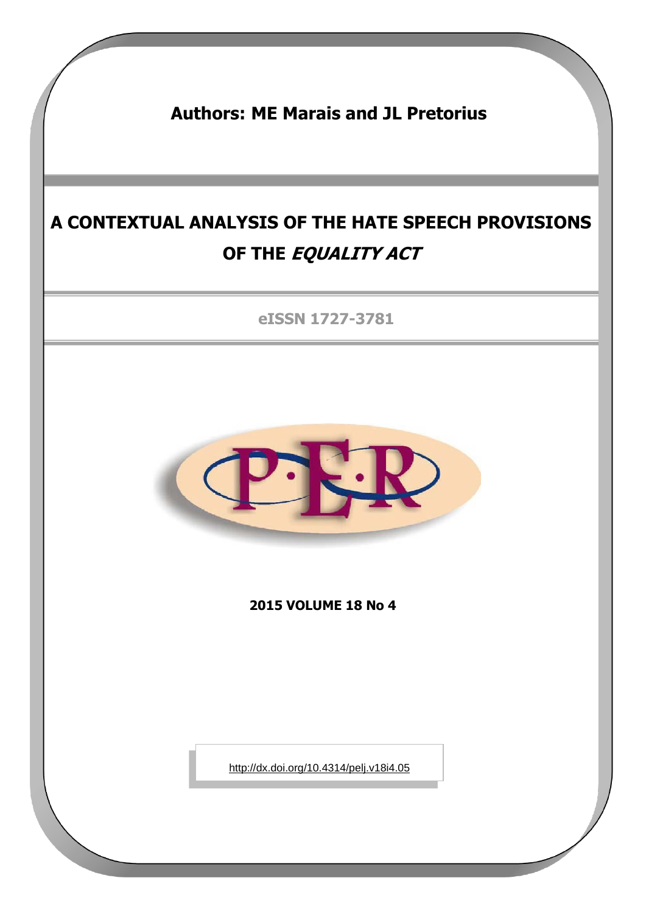**Authors: ME Marais and JL Pretorius**

# A CONTEXTUAL ANALYSIS OF THE HATE SPEECH PROVISIONS OF THE *EQUALITY ACT*

eISSN 1727-3781

**2015 VOLUME 18 No 4**

http://dx.doi.org/10.4314/pelj.v18i4.05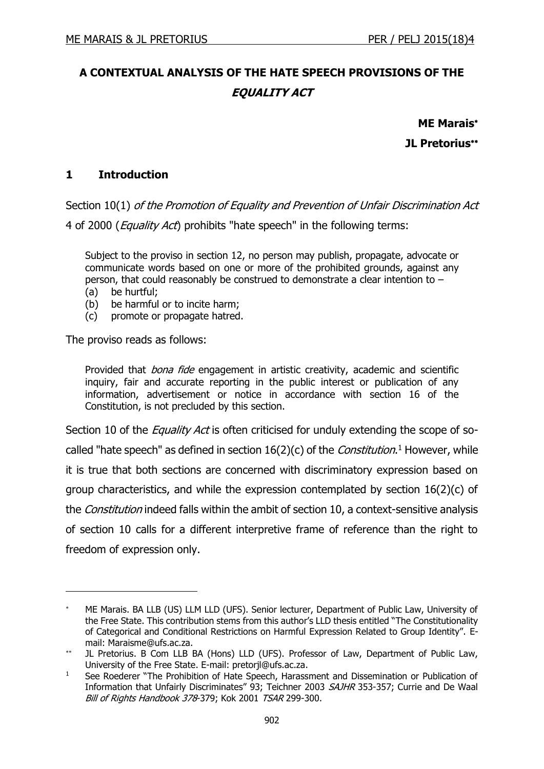# A CONTEXTUAL ANALYSIS OF THE HATE SPEECH PROVISIONS OF THE *EQUALITY ACT*

**ME Marais**[*]

**JL Pretorius**[**]

## 1 Introduction

Section 10(1) *of the Promotion of Equality and Prevention of Unfair Discrimination Act* 4 of 2000 (*Equality Act*) prohibits "hate speech" in the following terms:

> Subject to the proviso in section 12, no person may publish, propagate, advocate or communicate words based on one or more of the prohibited grounds, against any person, that could reasonably be construed to demonstrate a clear intention to –
> (a) be hurtful;
> (b) be harmful or to incite harm;
> (c) promote or propagate hatred.

The proviso reads as follows:

> Provided that *bona fide* engagement in artistic creativity, academic and scientific inquiry, fair and accurate reporting in the public interest or publication of any information, advertisement or notice in accordance with section 16 of the Constitution, is not precluded by this section.

Section 10 of the *Equality Act* is often criticised for unduly extending the scope of so-called "hate speech" as defined in section 16(2)(c) of the *Constitution*.[1] However, while it is true that both sections are concerned with discriminatory expression based on group characteristics, and while the expression contemplated by section 16(2)(c) of the *Constitution* indeed falls within the ambit of section 10, a context-sensitive analysis of section 10 calls for a different interpretive frame of reference than the right to freedom of expression only.

---

[*] ME Marais. BA LLB (US) LLM LLD (UFS). Senior lecturer, Department of Public Law, University of the Free State. This contribution stems from this author's LLD thesis entitled "The Constitutionality of Categorical and Conditional Restrictions on Harmful Expression Related to Group Identity". E-mail: Maraisme@ufs.ac.za.

[**] JL Pretorius. B Com LLB BA (Hons) LLD (UFS). Professor of Law, Department of Public Law, University of the Free State. E-mail: pretorjl@ufs.ac.za.

[1] See Roederer "The Prohibition of Hate Speech, Harassment and Dissemination or Publication of Information that Unfairly Discriminates" 93; Teichner 2003 *SAJHR* 353-357; Currie and De Waal *Bill of Rights Handbook 378*-379; Kok 2001 *TSAR* 299-300.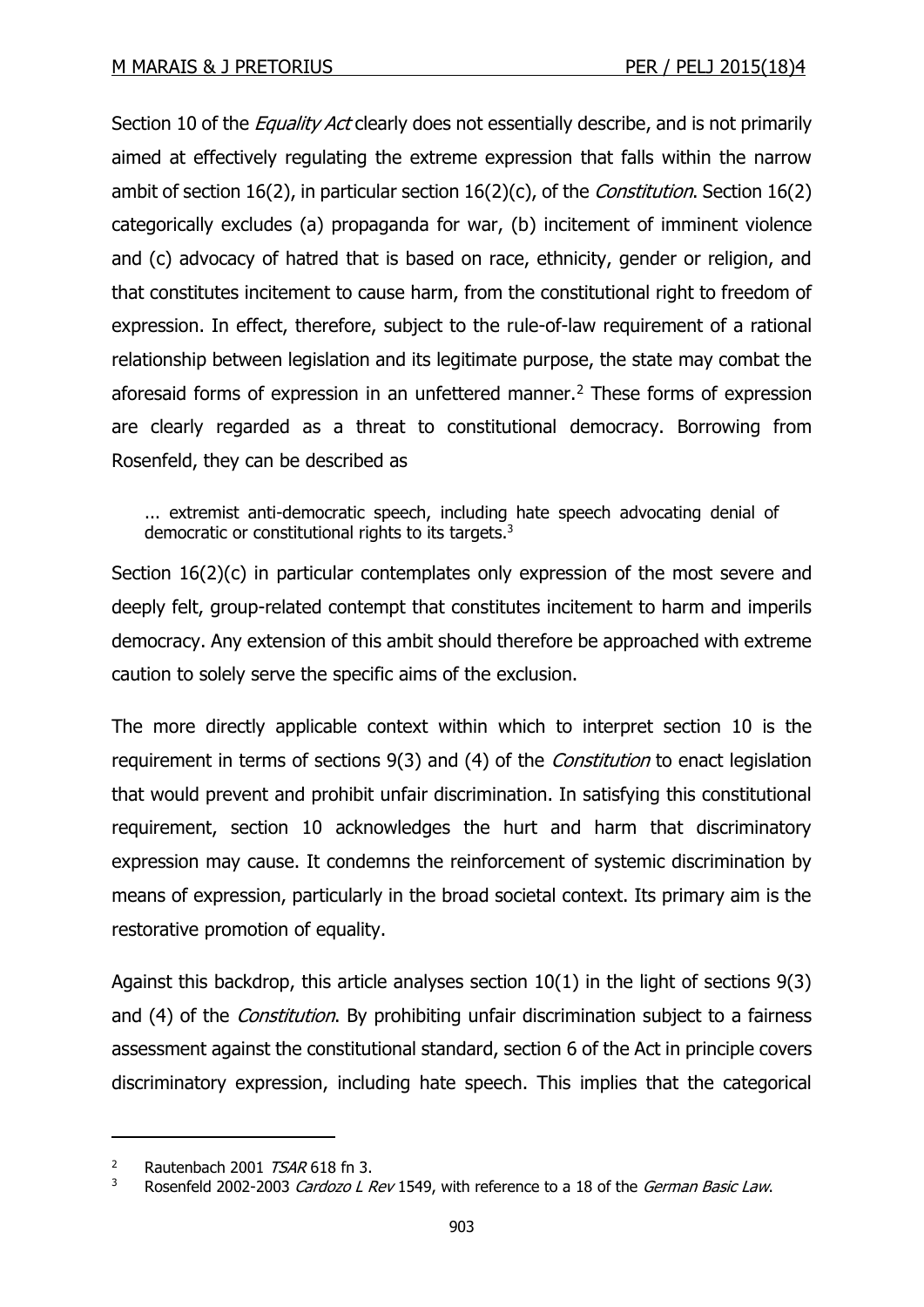Section 10 of the *Equality Act* clearly does not essentially describe, and is not primarily aimed at effectively regulating the extreme expression that falls within the narrow ambit of section 16(2), in particular section 16(2)(c), of the *Constitution*. Section 16(2) categorically excludes (a) propaganda for war, (b) incitement of imminent violence and (c) advocacy of hatred that is based on race, ethnicity, gender or religion, and that constitutes incitement to cause harm, from the constitutional right to freedom of expression. In effect, therefore, subject to the rule-of-law requirement of a rational relationship between legislation and its legitimate purpose, the state may combat the aforesaid forms of expression in an unfettered manner.[2] These forms of expression are clearly regarded as a threat to constitutional democracy. Borrowing from Rosenfeld, they can be described as

> ... extremist anti-democratic speech, including hate speech advocating denial of democratic or constitutional rights to its targets.[3]

Section 16(2)(c) in particular contemplates only expression of the most severe and deeply felt, group-related contempt that constitutes incitement to harm and imperils democracy. Any extension of this ambit should therefore be approached with extreme caution to solely serve the specific aims of the exclusion.

The more directly applicable context within which to interpret section 10 is the requirement in terms of sections 9(3) and (4) of the *Constitution* to enact legislation that would prevent and prohibit unfair discrimination. In satisfying this constitutional requirement, section 10 acknowledges the hurt and harm that discriminatory expression may cause. It condemns the reinforcement of systemic discrimination by means of expression, particularly in the broad societal context. Its primary aim is the restorative promotion of equality.

Against this backdrop, this article analyses section 10(1) in the light of sections 9(3) and (4) of the *Constitution*. By prohibiting unfair discrimination subject to a fairness assessment against the constitutional standard, section 6 of the Act in principle covers discriminatory expression, including hate speech. This implies that the categorical

---

[2] Rautenbach 2001 *TSAR* 618 fn 3.

[3] Rosenfeld 2002-2003 *Cardozo L Rev* 1549, with reference to a 18 of the *German Basic Law*.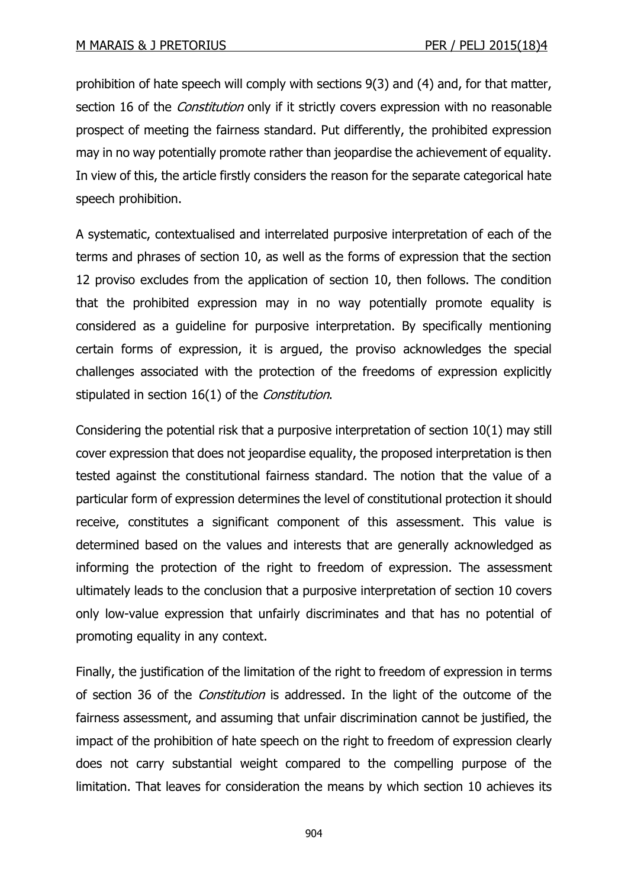prohibition of hate speech will comply with sections 9(3) and (4) and, for that matter, section 16 of the *Constitution* only if it strictly covers expression with no reasonable prospect of meeting the fairness standard. Put differently, the prohibited expression may in no way potentially promote rather than jeopardise the achievement of equality. In view of this, the article firstly considers the reason for the separate categorical hate speech prohibition.

A systematic, contextualised and interrelated purposive interpretation of each of the terms and phrases of section 10, as well as the forms of expression that the section 12 proviso excludes from the application of section 10, then follows. The condition that the prohibited expression may in no way potentially promote equality is considered as a guideline for purposive interpretation. By specifically mentioning certain forms of expression, it is argued, the proviso acknowledges the special challenges associated with the protection of the freedoms of expression explicitly stipulated in section 16(1) of the *Constitution*.

Considering the potential risk that a purposive interpretation of section 10(1) may still cover expression that does not jeopardise equality, the proposed interpretation is then tested against the constitutional fairness standard. The notion that the value of a particular form of expression determines the level of constitutional protection it should receive, constitutes a significant component of this assessment. This value is determined based on the values and interests that are generally acknowledged as informing the protection of the right to freedom of expression. The assessment ultimately leads to the conclusion that a purposive interpretation of section 10 covers only low-value expression that unfairly discriminates and that has no potential of promoting equality in any context.

Finally, the justification of the limitation of the right to freedom of expression in terms of section 36 of the *Constitution* is addressed. In the light of the outcome of the fairness assessment, and assuming that unfair discrimination cannot be justified, the impact of the prohibition of hate speech on the right to freedom of expression clearly does not carry substantial weight compared to the compelling purpose of the limitation. That leaves for consideration the means by which section 10 achieves its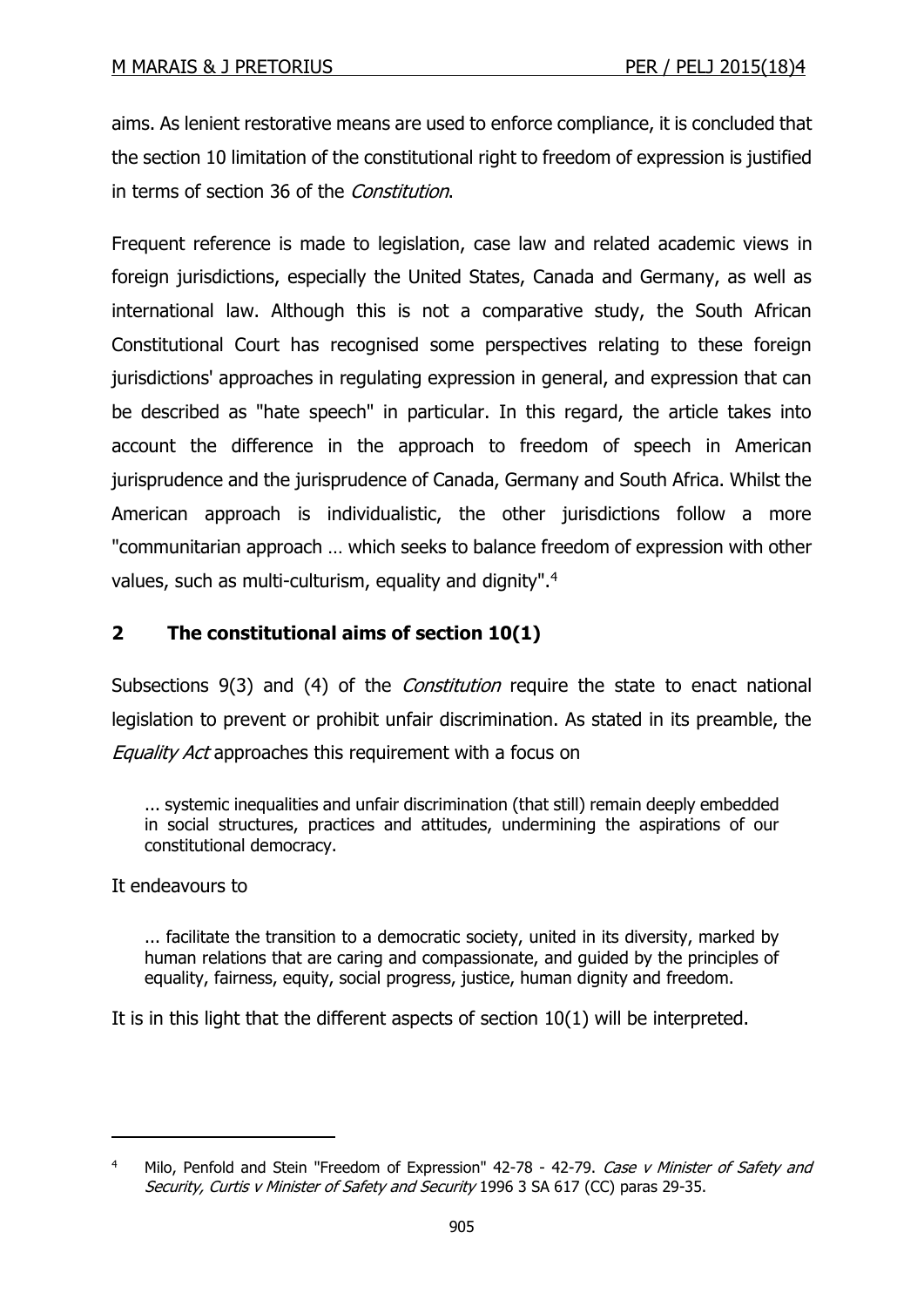aims. As lenient restorative means are used to enforce compliance, it is concluded that the section 10 limitation of the constitutional right to freedom of expression is justified in terms of section 36 of the *Constitution*.

Frequent reference is made to legislation, case law and related academic views in foreign jurisdictions, especially the United States, Canada and Germany, as well as international law. Although this is not a comparative study, the South African Constitutional Court has recognised some perspectives relating to these foreign jurisdictions' approaches in regulating expression in general, and expression that can be described as "hate speech" in particular. In this regard, the article takes into account the difference in the approach to freedom of speech in American jurisprudence and the jurisprudence of Canada, Germany and South Africa. Whilst the American approach is individualistic, the other jurisdictions follow a more "communitarian approach … which seeks to balance freedom of expression with other values, such as multi-culturism, equality and dignity".[4]

## 2 The constitutional aims of section 10(1)

Subsections 9(3) and (4) of the *Constitution* require the state to enact national legislation to prevent or prohibit unfair discrimination. As stated in its preamble, the *Equality Act* approaches this requirement with a focus on

> ... systemic inequalities and unfair discrimination (that still) remain deeply embedded in social structures, practices and attitudes, undermining the aspirations of our constitutional democracy.

It endeavours to

> ... facilitate the transition to a democratic society, united in its diversity, marked by human relations that are caring and compassionate, and guided by the principles of equality, fairness, equity, social progress, justice, human dignity and freedom.

It is in this light that the different aspects of section 10(1) will be interpreted.

---

[4] Milo, Penfold and Stein "Freedom of Expression" 42-78 - 42-79. *Case v Minister of Safety and Security, Curtis v Minister of Safety and Security* 1996 3 SA 617 (CC) paras 29-35.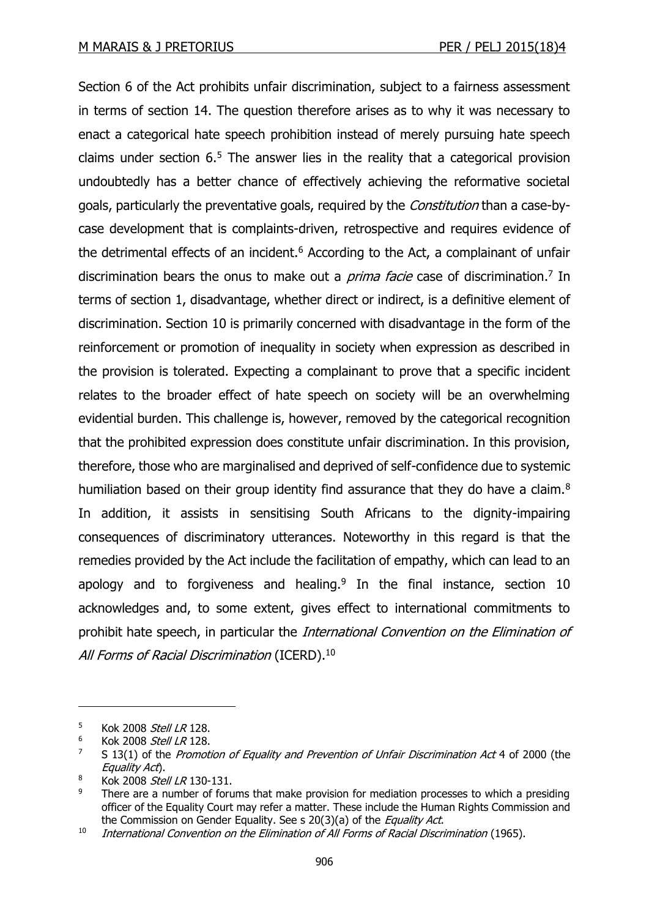Section 6 of the Act prohibits unfair discrimination, subject to a fairness assessment in terms of section 14. The question therefore arises as to why it was necessary to enact a categorical hate speech prohibition instead of merely pursuing hate speech claims under section 6.[5] The answer lies in the reality that a categorical provision undoubtedly has a better chance of effectively achieving the reformative societal goals, particularly the preventative goals, required by the *Constitution* than a case-by-case development that is complaints-driven, retrospective and requires evidence of the detrimental effects of an incident.[6] According to the Act, a complainant of unfair discrimination bears the onus to make out a *prima facie* case of discrimination.[7] In terms of section 1, disadvantage, whether direct or indirect, is a definitive element of discrimination. Section 10 is primarily concerned with disadvantage in the form of the reinforcement or promotion of inequality in society when expression as described in the provision is tolerated. Expecting a complainant to prove that a specific incident relates to the broader effect of hate speech on society will be an overwhelming evidential burden. This challenge is, however, removed by the categorical recognition that the prohibited expression does constitute unfair discrimination. In this provision, therefore, those who are marginalised and deprived of self-confidence due to systemic humiliation based on their group identity find assurance that they do have a claim.[8] In addition, it assists in sensitising South Africans to the dignity-impairing consequences of discriminatory utterances. Noteworthy in this regard is that the remedies provided by the Act include the facilitation of empathy, which can lead to an apology and to forgiveness and healing.[9] In the final instance, section 10 acknowledges and, to some extent, gives effect to international commitments to prohibit hate speech, in particular the *International Convention on the Elimination of All Forms of Racial Discrimination* (ICERD).[10]

---

[5] Kok 2008 *Stell LR* 128.

[6] Kok 2008 *Stell LR* 128.

[7] S 13(1) of the *Promotion of Equality and Prevention of Unfair Discrimination Act* 4 of 2000 (the *Equality Act*).

[8] Kok 2008 *Stell LR* 130-131.

[9] There are a number of forums that make provision for mediation processes to which a presiding officer of the Equality Court may refer a matter. These include the Human Rights Commission and the Commission on Gender Equality. See s 20(3)(a) of the *Equality Act*.

[10] *International Convention on the Elimination of All Forms of Racial Discrimination* (1965).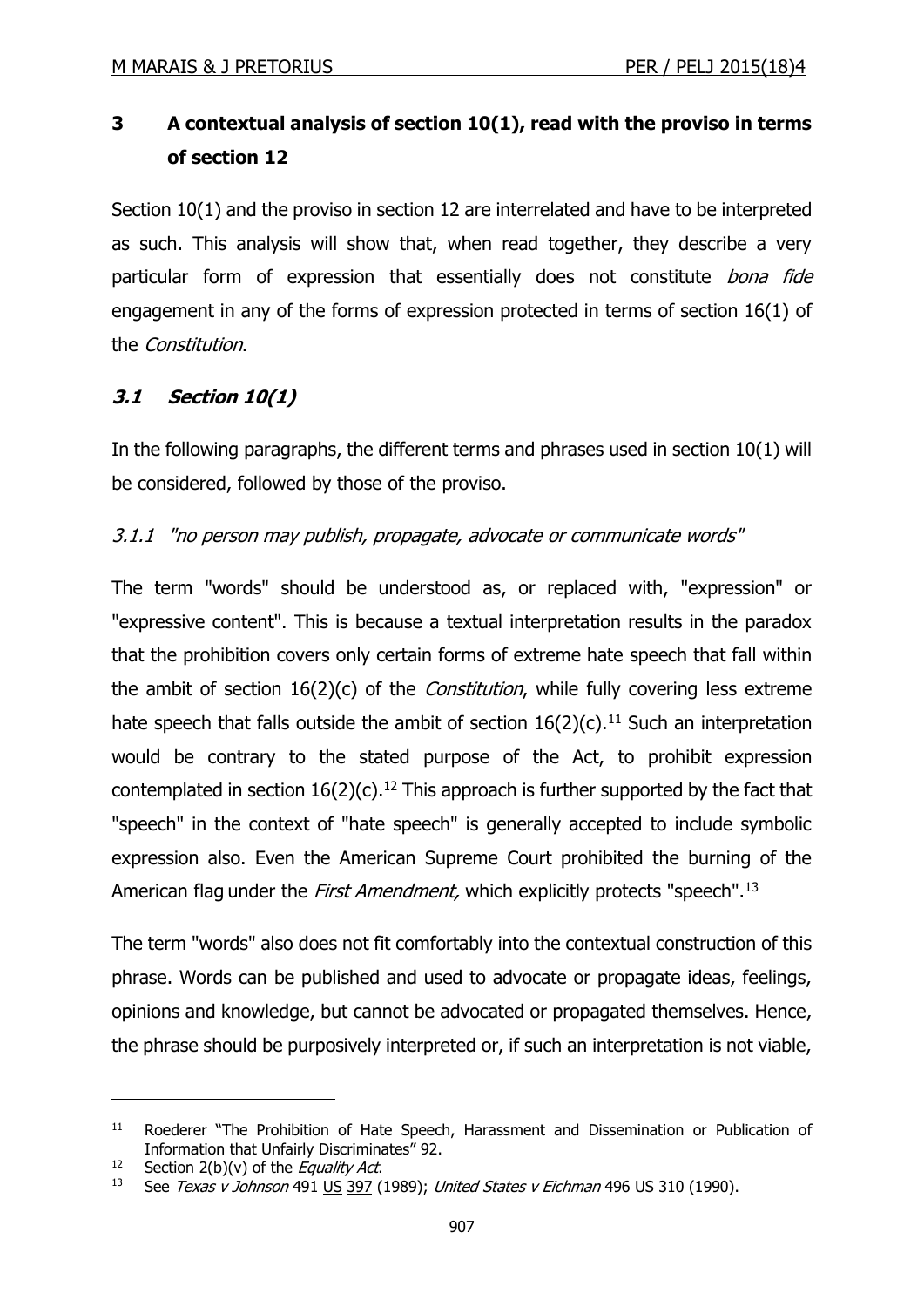## 3 A contextual analysis of section 10(1), read with the proviso in terms of section 12

Section 10(1) and the proviso in section 12 are interrelated and have to be interpreted as such. This analysis will show that, when read together, they describe a very particular form of expression that essentially does not constitute *bona fide* engagement in any of the forms of expression protected in terms of section 16(1) of the *Constitution*.

### *3.1 Section 10(1)*

In the following paragraphs, the different terms and phrases used in section 10(1) will be considered, followed by those of the proviso.

#### *3.1.1 "no person may publish, propagate, advocate or communicate words"*

The term "words" should be understood as, or replaced with, "expression" or "expressive content". This is because a textual interpretation results in the paradox that the prohibition covers only certain forms of extreme hate speech that fall within the ambit of section 16(2)(c) of the *Constitution*, while fully covering less extreme hate speech that falls outside the ambit of section 16(2)(c).[11] Such an interpretation would be contrary to the stated purpose of the Act, to prohibit expression contemplated in section 16(2)(c).[12] This approach is further supported by the fact that "speech" in the context of "hate speech" is generally accepted to include symbolic expression also. Even the American Supreme Court prohibited the burning of the American flag under the *First Amendment,* which explicitly protects "speech".[13]

The term "words" also does not fit comfortably into the contextual construction of this phrase. Words can be published and used to advocate or propagate ideas, feelings, opinions and knowledge, but cannot be advocated or propagated themselves. Hence, the phrase should be purposively interpreted or, if such an interpretation is not viable,

---

[11] Roederer "The Prohibition of Hate Speech, Harassment and Dissemination or Publication of Information that Unfairly Discriminates" 92.

[12] Section 2(b)(v) of the *Equality Act*.

[13] See *Texas v Johnson* 491 US 397 (1989); *United States v Eichman* 496 US 310 (1990).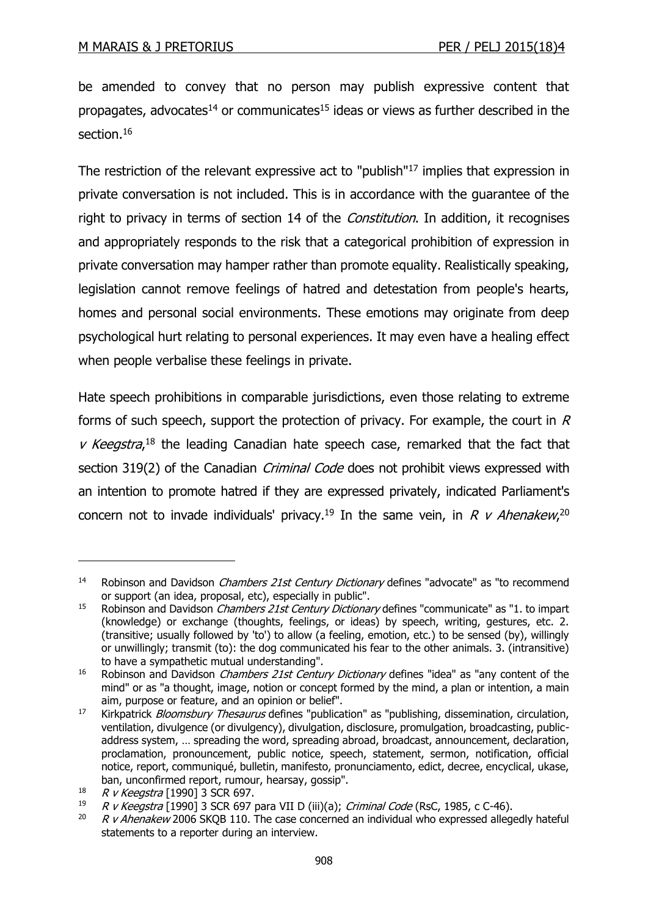be amended to convey that no person may publish expressive content that propagates, advocates[14] or communicates[15] ideas or views as further described in the section.[16]

The restriction of the relevant expressive act to "publish"[17] implies that expression in private conversation is not included. This is in accordance with the guarantee of the right to privacy in terms of section 14 of the *Constitution*. In addition, it recognises and appropriately responds to the risk that a categorical prohibition of expression in private conversation may hamper rather than promote equality. Realistically speaking, legislation cannot remove feelings of hatred and detestation from people's hearts, homes and personal social environments. These emotions may originate from deep psychological hurt relating to personal experiences. It may even have a healing effect when people verbalise these feelings in private.

Hate speech prohibitions in comparable jurisdictions, even those relating to extreme forms of such speech, support the protection of privacy. For example, the court in *R v Keegstra*,[18] the leading Canadian hate speech case, remarked that the fact that section 319(2) of the Canadian *Criminal Code* does not prohibit views expressed with an intention to promote hatred if they are expressed privately, indicated Parliament's concern not to invade individuals' privacy.[19] In the same vein, in *R v Ahenakew*,[20]

---

[14] Robinson and Davidson *Chambers 21st Century Dictionary* defines "advocate" as "to recommend or support (an idea, proposal, etc), especially in public".

[15] Robinson and Davidson *Chambers 21st Century Dictionary* defines "communicate" as "1. to impart (knowledge) or exchange (thoughts, feelings, or ideas) by speech, writing, gestures, etc. 2. (transitive; usually followed by 'to') to allow (a feeling, emotion, etc.) to be sensed (by), willingly or unwillingly; transmit (to): the dog communicated his fear to the other animals. 3. (intransitive) to have a sympathetic mutual understanding".

[16] Robinson and Davidson *Chambers 21st Century Dictionary* defines "idea" as "any content of the mind" or as "a thought, image, notion or concept formed by the mind, a plan or intention, a main aim, purpose or feature, and an opinion or belief".

[17] Kirkpatrick *Bloomsbury Thesaurus* defines "publication" as "publishing, dissemination, circulation, ventilation, divulgence (or divulgency), divulgation, disclosure, promulgation, broadcasting, public-address system, … spreading the word, spreading abroad, broadcast, announcement, declaration, proclamation, pronouncement, public notice, speech, statement, sermon, notification, official notice, report, communiqué, bulletin, manifesto, pronunciamento, edict, decree, encyclical, ukase, ban, unconfirmed report, rumour, hearsay, gossip".

[18] *R v Keegstra* [1990] 3 SCR 697.

[19] *R v Keegstra* [1990] 3 SCR 697 para VII D (iii)(a); *Criminal Code* (RsC, 1985, c C-46).

[20] *R v Ahenakew* 2006 SKQB 110. The case concerned an individual who expressed allegedly hateful statements to a reporter during an interview.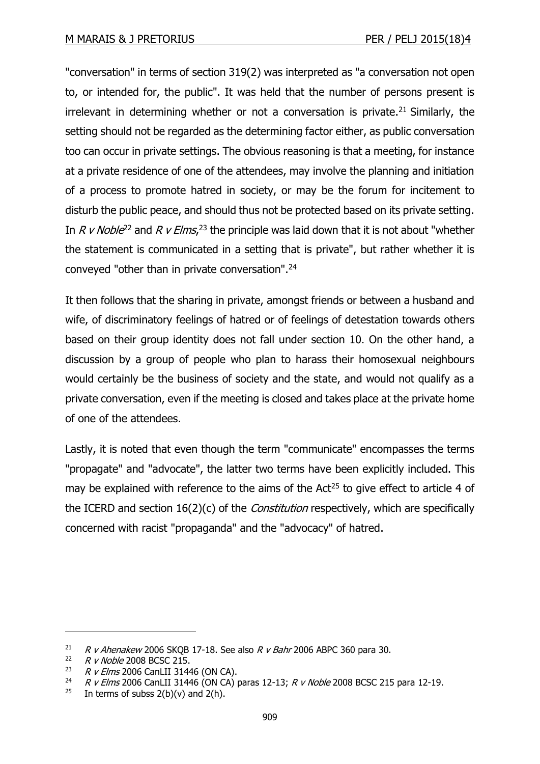"conversation" in terms of section 319(2) was interpreted as "a conversation not open to, or intended for, the public". It was held that the number of persons present is irrelevant in determining whether or not a conversation is private.[21] Similarly, the setting should not be regarded as the determining factor either, as public conversation too can occur in private settings. The obvious reasoning is that a meeting, for instance at a private residence of one of the attendees, may involve the planning and initiation of a process to promote hatred in society, or may be the forum for incitement to disturb the public peace, and should thus not be protected based on its private setting. In *R v Noble*[22] and *R v Elms*,[23] the principle was laid down that it is not about "whether the statement is communicated in a setting that is private", but rather whether it is conveyed "other than in private conversation".[24]

It then follows that the sharing in private, amongst friends or between a husband and wife, of discriminatory feelings of hatred or of feelings of detestation towards others based on their group identity does not fall under section 10. On the other hand, a discussion by a group of people who plan to harass their homosexual neighbours would certainly be the business of society and the state, and would not qualify as a private conversation, even if the meeting is closed and takes place at the private home of one of the attendees.

Lastly, it is noted that even though the term "communicate" encompasses the terms "propagate" and "advocate", the latter two terms have been explicitly included. This may be explained with reference to the aims of the Act[25] to give effect to article 4 of the ICERD and section 16(2)(c) of the *Constitution* respectively, which are specifically concerned with racist "propaganda" and the "advocacy" of hatred.

---

[21] *R v Ahenakew* 2006 SKQB 17-18. See also *R v Bahr* 2006 ABPC 360 para 30.

[22] *R v Noble* 2008 BCSC 215.

[23] *R v Elms* 2006 CanLII 31446 (ON CA).

[24] *R v Elms* 2006 CanLII 31446 (ON CA) paras 12-13; *R v Noble* 2008 BCSC 215 para 12-19.

[25] In terms of subss 2(b)(v) and 2(h).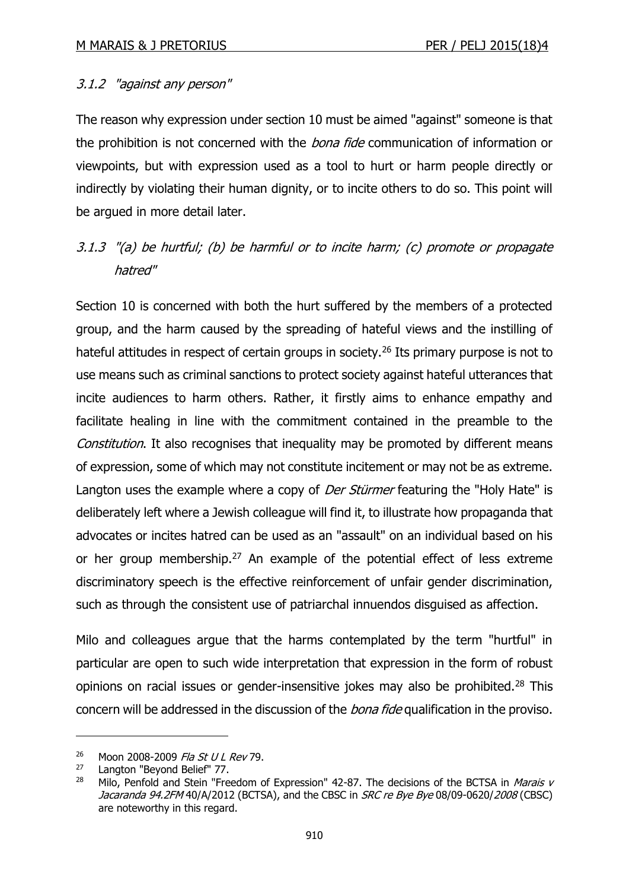### 3.1.2 *"against any person"*

The reason why expression under section 10 must be aimed "against" someone is that the prohibition is not concerned with the *bona fide* communication of information or viewpoints, but with expression used as a tool to hurt or harm people directly or indirectly by violating their human dignity, or to incite others to do so. This point will be argued in more detail later.

### 3.1.3 *"(a) be hurtful; (b) be harmful or to incite harm; (c) promote or propagate hatred"*

Section 10 is concerned with both the hurt suffered by the members of a protected group, and the harm caused by the spreading of hateful views and the instilling of hateful attitudes in respect of certain groups in society.[26] Its primary purpose is not to use means such as criminal sanctions to protect society against hateful utterances that incite audiences to harm others. Rather, it firstly aims to enhance empathy and facilitate healing in line with the commitment contained in the preamble to the *Constitution*. It also recognises that inequality may be promoted by different means of expression, some of which may not constitute incitement or may not be as extreme. Langton uses the example where a copy of *Der Stürmer* featuring the "Holy Hate" is deliberately left where a Jewish colleague will find it, to illustrate how propaganda that advocates or incites hatred can be used as an "assault" on an individual based on his or her group membership.[27] An example of the potential effect of less extreme discriminatory speech is the effective reinforcement of unfair gender discrimination, such as through the consistent use of patriarchal innuendos disguised as affection.

Milo and colleagues argue that the harms contemplated by the term "hurtful" in particular are open to such wide interpretation that expression in the form of robust opinions on racial issues or gender-insensitive jokes may also be prohibited.[28] This concern will be addressed in the discussion of the *bona fide* qualification in the proviso.

---

[26] Moon 2008-2009 *Fla St U L Rev* 79.

[27] Langton "Beyond Belief" 77.

[28] Milo, Penfold and Stein "Freedom of Expression" 42-87. The decisions of the BCTSA in *Marais v Jacaranda 94.2FM* 40/A/2012 (BCTSA), and the CBSC in *SRC re Bye Bye* 08/09-0620/*2008* (CBSC) are noteworthy in this regard.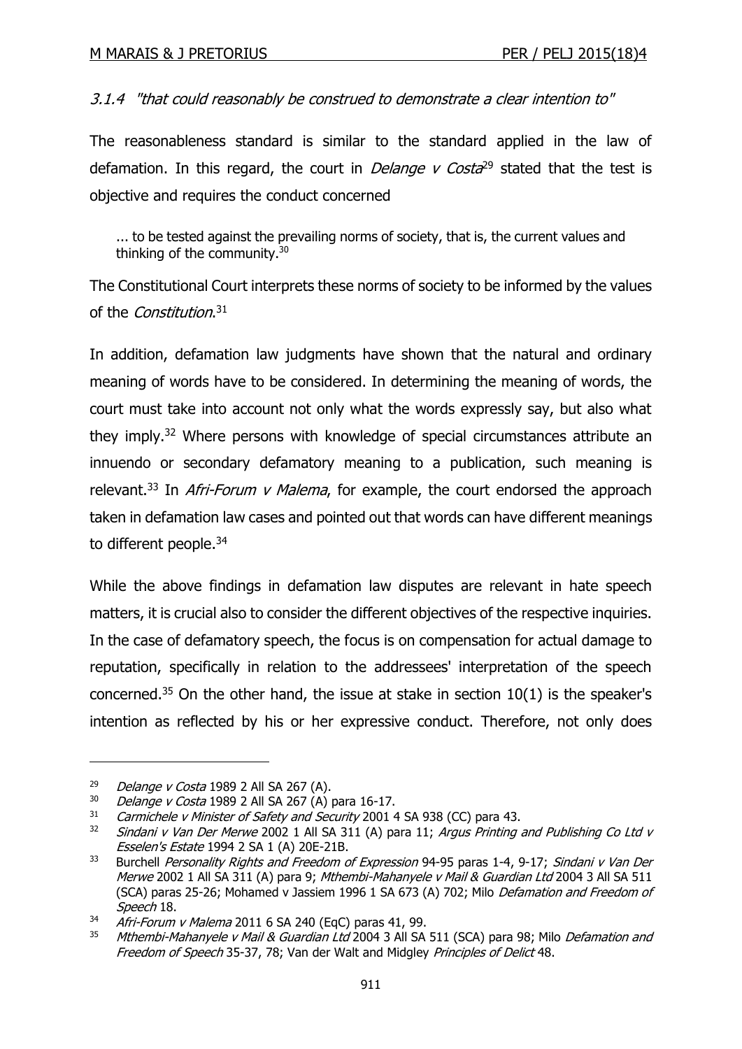### 3.1.4 *"that could reasonably be construed to demonstrate a clear intention to"*

The reasonableness standard is similar to the standard applied in the law of defamation. In this regard, the court in *Delange v Costa*[29] stated that the test is objective and requires the conduct concerned

> ... to be tested against the prevailing norms of society, that is, the current values and thinking of the community.[30]

The Constitutional Court interprets these norms of society to be informed by the values of the *Constitution*.[31]

In addition, defamation law judgments have shown that the natural and ordinary meaning of words have to be considered. In determining the meaning of words, the court must take into account not only what the words expressly say, but also what they imply.[32] Where persons with knowledge of special circumstances attribute an innuendo or secondary defamatory meaning to a publication, such meaning is relevant.[33] In *Afri-Forum v Malema*, for example, the court endorsed the approach taken in defamation law cases and pointed out that words can have different meanings to different people.[34]

While the above findings in defamation law disputes are relevant in hate speech matters, it is crucial also to consider the different objectives of the respective inquiries. In the case of defamatory speech, the focus is on compensation for actual damage to reputation, specifically in relation to the addressees' interpretation of the speech concerned.[35] On the other hand, the issue at stake in section 10(1) is the speaker's intention as reflected by his or her expressive conduct. Therefore, not only does

---

[29] *Delange v Costa* 1989 2 All SA 267 (A).

[30] *Delange v Costa* 1989 2 All SA 267 (A) para 16-17.

[31] *Carmichele v Minister of Safety and Security* 2001 4 SA 938 (CC) para 43.

[32] *Sindani v Van Der Merwe* 2002 1 All SA 311 (A) para 11; *Argus Printing and Publishing Co Ltd v Esselen's Estate* 1994 2 SA 1 (A) 20E-21B.

[33] Burchell *Personality Rights and Freedom of Expression* 94-95 paras 1-4, 9-17; *Sindani v Van Der Merwe* 2002 1 All SA 311 (A) para 9; *Mthembi-Mahanyele v Mail & Guardian Ltd* 2004 3 All SA 511 (SCA) paras 25-26; Mohamed v Jassiem 1996 1 SA 673 (A) 702; Milo *Defamation and Freedom of Speech* 18.

[34] *Afri-Forum v Malema* 2011 6 SA 240 (EqC) paras 41, 99.

[35] *Mthembi-Mahanyele v Mail & Guardian Ltd* 2004 3 All SA 511 (SCA) para 98; Milo *Defamation and Freedom of Speech* 35-37, 78; Van der Walt and Midgley *Principles of Delict* 48.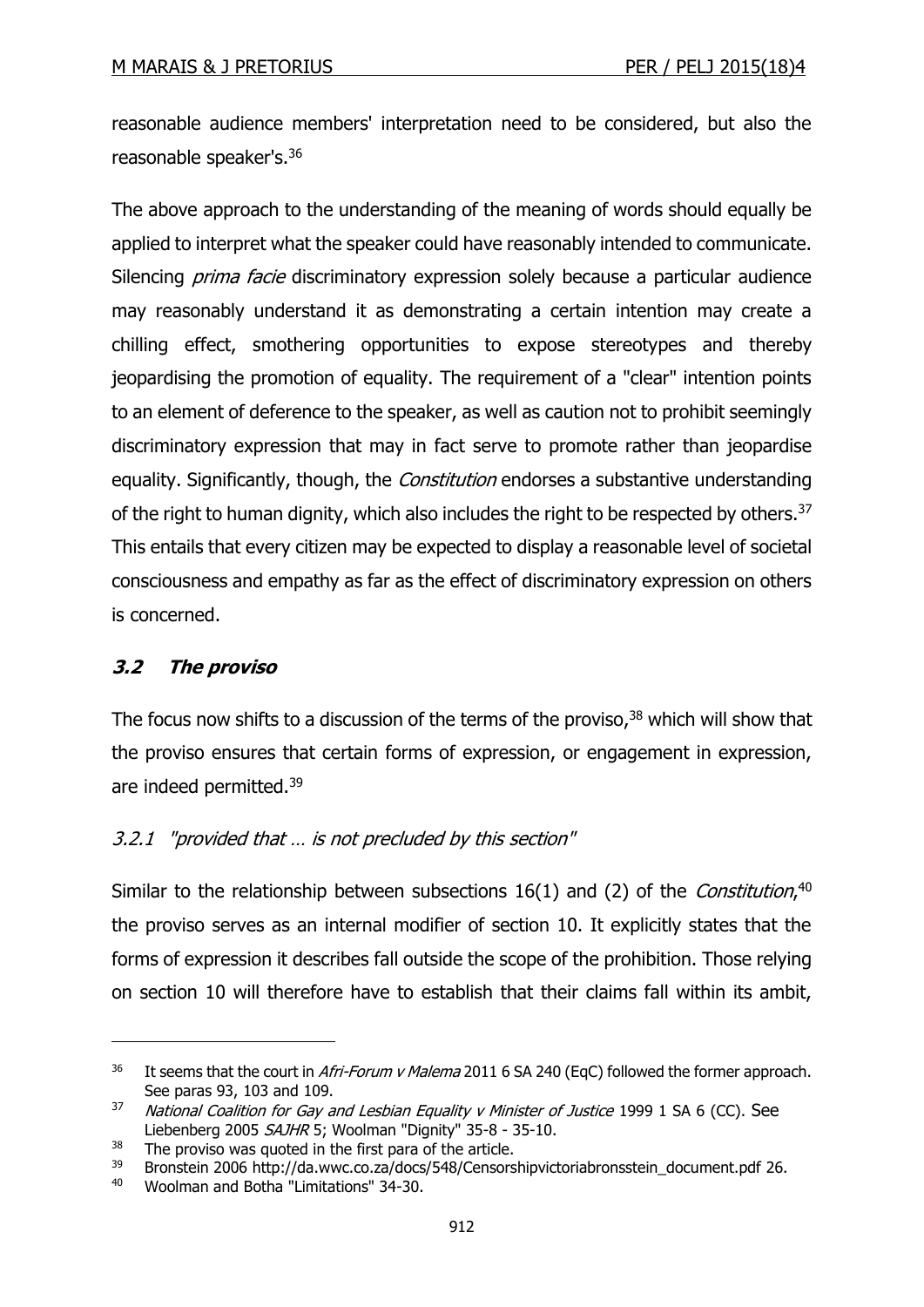reasonable audience members' interpretation need to be considered, but also the reasonable speaker's.[36]

The above approach to the understanding of the meaning of words should equally be applied to interpret what the speaker could have reasonably intended to communicate. Silencing *prima facie* discriminatory expression solely because a particular audience may reasonably understand it as demonstrating a certain intention may create a chilling effect, smothering opportunities to expose stereotypes and thereby jeopardising the promotion of equality. The requirement of a "clear" intention points to an element of deference to the speaker, as well as caution not to prohibit seemingly discriminatory expression that may in fact serve to promote rather than jeopardise equality. Significantly, though, the *Constitution* endorses a substantive understanding of the right to human dignity, which also includes the right to be respected by others.[37] This entails that every citizen may be expected to display a reasonable level of societal consciousness and empathy as far as the effect of discriminatory expression on others is concerned.

### *3.2 The proviso*

The focus now shifts to a discussion of the terms of the proviso,[38] which will show that the proviso ensures that certain forms of expression, or engagement in expression, are indeed permitted.[39]

#### *3.2.1 "provided that … is not precluded by this section"*

Similar to the relationship between subsections 16(1) and (2) of the *Constitution*,[40] the proviso serves as an internal modifier of section 10. It explicitly states that the forms of expression it describes fall outside the scope of the prohibition. Those relying on section 10 will therefore have to establish that their claims fall within its ambit,

---

[36] It seems that the court in *Afri-Forum v Malema* 2011 6 SA 240 (EqC) followed the former approach. See paras 93, 103 and 109.

[37] *National Coalition for Gay and Lesbian Equality v Minister of Justice* 1999 1 SA 6 (CC). See Liebenberg 2005 *SAJHR* 5; Woolman "Dignity" 35-8 - 35-10.

[38] The proviso was quoted in the first para of the article.

[39] Bronstein 2006 http://da.wwc.co.za/docs/548/Censorshipvictoriabronsstein_document.pdf 26.

[40] Woolman and Botha "Limitations" 34-30.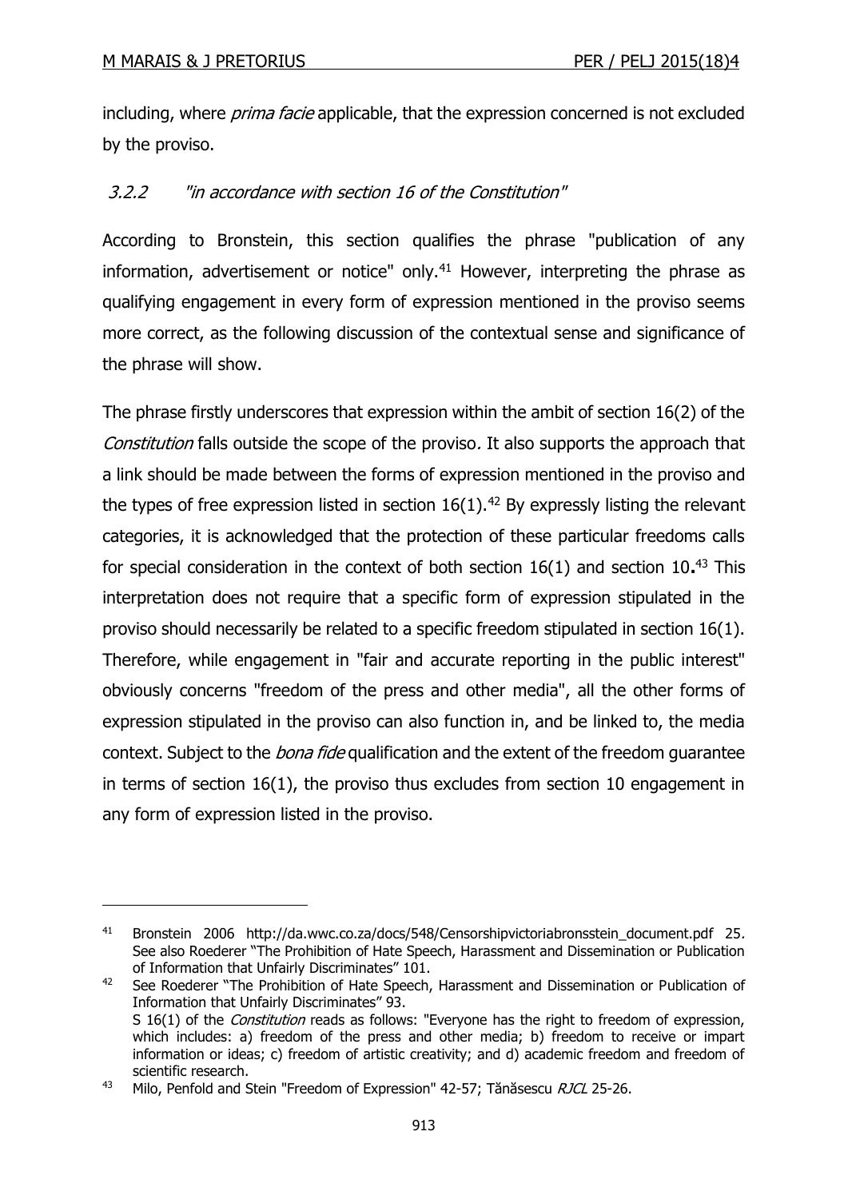including, where *prima facie* applicable, that the expression concerned is not excluded by the proviso.

### 3.2.2 "*in accordance with section 16 of the Constitution*"

According to Bronstein, this section qualifies the phrase "publication of any information, advertisement or notice" only.[41] However, interpreting the phrase as qualifying engagement in every form of expression mentioned in the proviso seems more correct, as the following discussion of the contextual sense and significance of the phrase will show.

The phrase firstly underscores that expression within the ambit of section 16(2) of the *Constitution* falls outside the scope of the proviso. It also supports the approach that a link should be made between the forms of expression mentioned in the proviso and the types of free expression listed in section 16(1).[42] By expressly listing the relevant categories, it is acknowledged that the protection of these particular freedoms calls for special consideration in the context of both section 16(1) and section 10**.**[43] This interpretation does not require that a specific form of expression stipulated in the proviso should necessarily be related to a specific freedom stipulated in section 16(1). Therefore, while engagement in "fair and accurate reporting in the public interest" obviously concerns "freedom of the press and other media", all the other forms of expression stipulated in the proviso can also function in, and be linked to, the media context. Subject to the *bona fide* qualification and the extent of the freedom guarantee in terms of section 16(1), the proviso thus excludes from section 10 engagement in any form of expression listed in the proviso.

---

[41] Bronstein 2006 http://da.wwc.co.za/docs/548/Censorshipvictoriabronsstein_document.pdf 25. See also Roederer "The Prohibition of Hate Speech, Harassment and Dissemination or Publication of Information that Unfairly Discriminates" 101.

[42] See Roederer "The Prohibition of Hate Speech, Harassment and Dissemination or Publication of Information that Unfairly Discriminates" 93.
S 16(1) of the *Constitution* reads as follows: "Everyone has the right to freedom of expression, which includes: a) freedom of the press and other media; b) freedom to receive or impart information or ideas; c) freedom of artistic creativity; and d) academic freedom and freedom of scientific research.

[43] Milo, Penfold and Stein "Freedom of Expression" 42-57; Tănăsescu *RJCL* 25-26.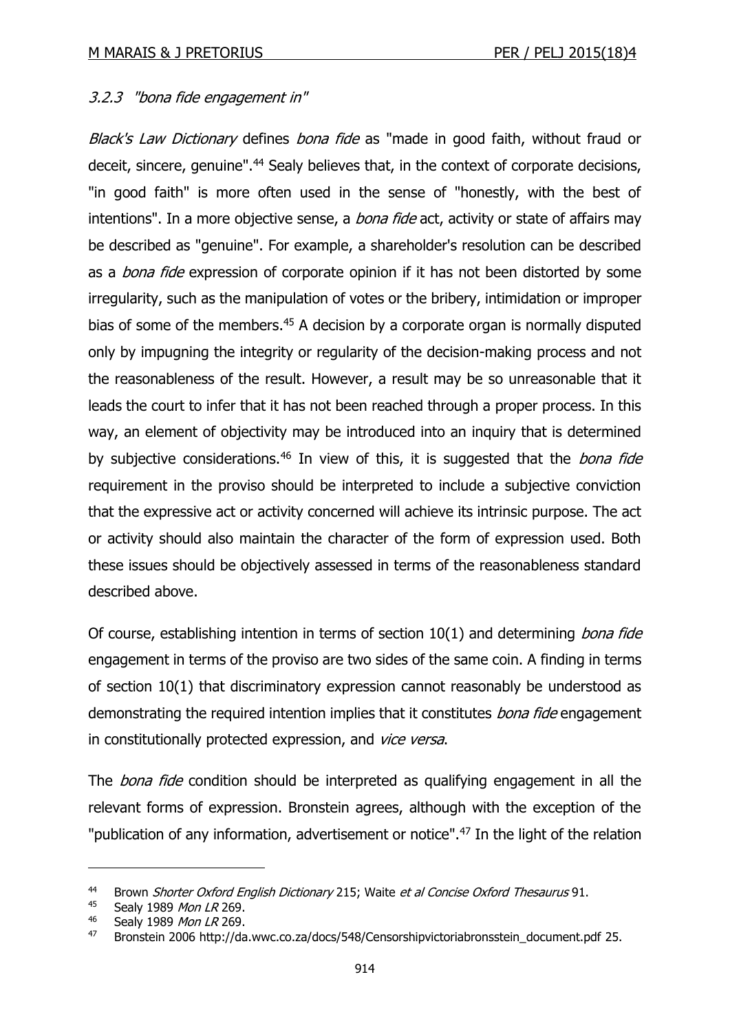### 3.2.3 "bona fide engagement in"

*Black's Law Dictionary* defines *bona fide* as "made in good faith, without fraud or deceit, sincere, genuine".[44] Sealy believes that, in the context of corporate decisions, "in good faith" is more often used in the sense of "honestly, with the best of intentions". In a more objective sense, a *bona fide* act, activity or state of affairs may be described as "genuine". For example, a shareholder's resolution can be described as a *bona fide* expression of corporate opinion if it has not been distorted by some irregularity, such as the manipulation of votes or the bribery, intimidation or improper bias of some of the members.[45] A decision by a corporate organ is normally disputed only by impugning the integrity or regularity of the decision-making process and not the reasonableness of the result. However, a result may be so unreasonable that it leads the court to infer that it has not been reached through a proper process. In this way, an element of objectivity may be introduced into an inquiry that is determined by subjective considerations.[46] In view of this, it is suggested that the *bona fide* requirement in the proviso should be interpreted to include a subjective conviction that the expressive act or activity concerned will achieve its intrinsic purpose. The act or activity should also maintain the character of the form of expression used. Both these issues should be objectively assessed in terms of the reasonableness standard described above.

Of course, establishing intention in terms of section 10(1) and determining *bona fide* engagement in terms of the proviso are two sides of the same coin. A finding in terms of section 10(1) that discriminatory expression cannot reasonably be understood as demonstrating the required intention implies that it constitutes *bona fide* engagement in constitutionally protected expression, and *vice versa*.

The *bona fide* condition should be interpreted as qualifying engagement in all the relevant forms of expression. Bronstein agrees, although with the exception of the "publication of any information, advertisement or notice".[47] In the light of the relation

---

44 Brown *Shorter Oxford English Dictionary* 215; Waite *et al Concise Oxford Thesaurus* 91.

45 Sealy 1989 *Mon LR* 269.

46 Sealy 1989 *Mon LR* 269.

47 Bronstein 2006 http://da.wwc.co.za/docs/548/Censorshipvictoriabronsstein_document.pdf 25.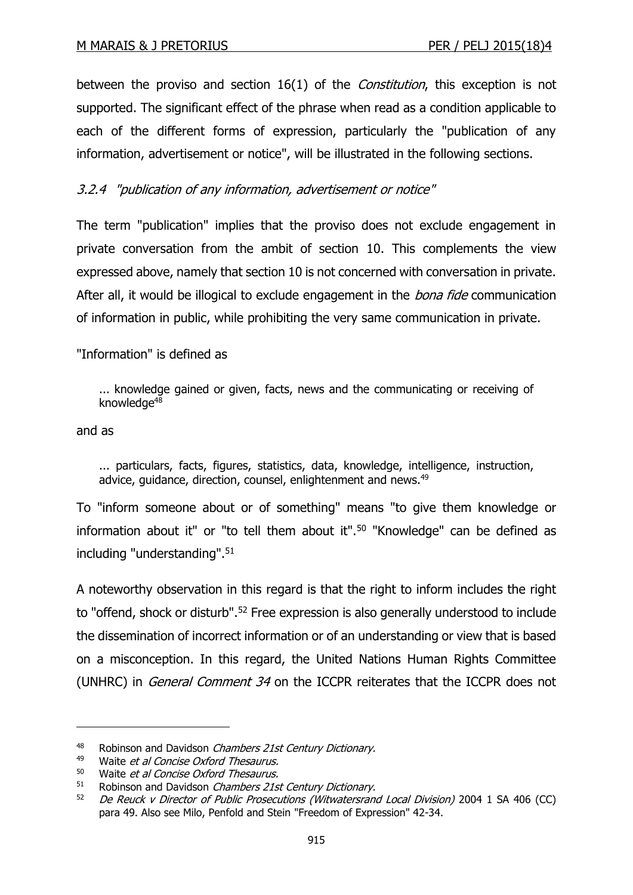between the proviso and section 16(1) of the *Constitution*, this exception is not supported. The significant effect of the phrase when read as a condition applicable to each of the different forms of expression, particularly the "publication of any information, advertisement or notice", will be illustrated in the following sections.

### *3.2.4 "publication of any information, advertisement or notice"*

The term "publication" implies that the proviso does not exclude engagement in private conversation from the ambit of section 10. This complements the view expressed above, namely that section 10 is not concerned with conversation in private. After all, it would be illogical to exclude engagement in the *bona fide* communication of information in public, while prohibiting the very same communication in private.

"Information" is defined as

> ... knowledge gained or given, facts, news and the communicating or receiving of knowledge[48]

and as

> ... particulars, facts, figures, statistics, data, knowledge, intelligence, instruction, advice, guidance, direction, counsel, enlightenment and news.[49]

To "inform someone about or of something" means "to give them knowledge or information about it" or "to tell them about it".[50] "Knowledge" can be defined as including "understanding".[51]

A noteworthy observation in this regard is that the right to inform includes the right to "offend, shock or disturb".[52] Free expression is also generally understood to include the dissemination of incorrect information or of an understanding or view that is based on a misconception. In this regard, the United Nations Human Rights Committee (UNHRC) in *General Comment 34* on the ICCPR reiterates that the ICCPR does not

---

[48] Robinson and Davidson *Chambers 21st Century Dictionary.*

[49] Waite *et al Concise Oxford Thesaurus.*

[50] Waite *et al Concise Oxford Thesaurus.*

[51] Robinson and Davidson *Chambers 21st Century Dictionary.*

[52] *De Reuck v Director of Public Prosecutions (Witwatersrand Local Division)* 2004 1 SA 406 (CC) para 49. Also see Milo, Penfold and Stein "Freedom of Expression" 42-34.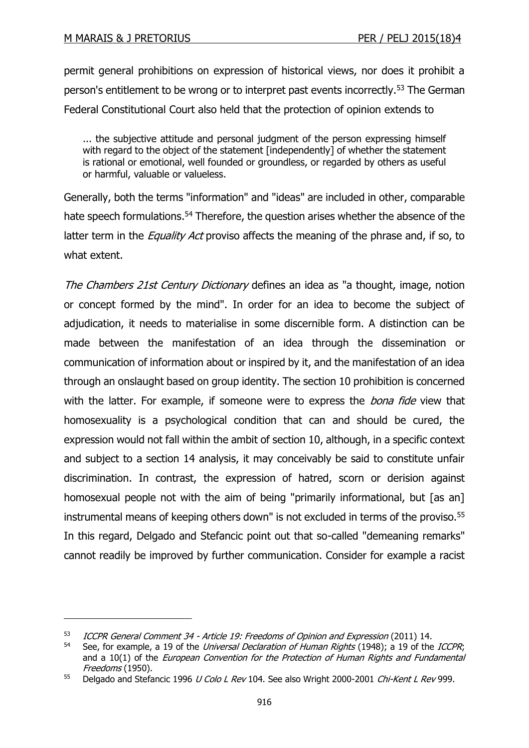permit general prohibitions on expression of historical views, nor does it prohibit a person's entitlement to be wrong or to interpret past events incorrectly.[53] The German Federal Constitutional Court also held that the protection of opinion extends to

> ... the subjective attitude and personal judgment of the person expressing himself with regard to the object of the statement [independently] of whether the statement is rational or emotional, well founded or groundless, or regarded by others as useful or harmful, valuable or valueless.

Generally, both the terms "information" and "ideas" are included in other, comparable hate speech formulations.[54] Therefore, the question arises whether the absence of the latter term in the *Equality Act* proviso affects the meaning of the phrase and, if so, to what extent.

*The Chambers 21st Century Dictionary* defines an idea as "a thought, image, notion or concept formed by the mind". In order for an idea to become the subject of adjudication, it needs to materialise in some discernible form. A distinction can be made between the manifestation of an idea through the dissemination or communication of information about or inspired by it, and the manifestation of an idea through an onslaught based on group identity. The section 10 prohibition is concerned with the latter. For example, if someone were to express the *bona fide* view that homosexuality is a psychological condition that can and should be cured, the expression would not fall within the ambit of section 10, although, in a specific context and subject to a section 14 analysis, it may conceivably be said to constitute unfair discrimination. In contrast, the expression of hatred, scorn or derision against homosexual people not with the aim of being "primarily informational, but [as an] instrumental means of keeping others down" is not excluded in terms of the proviso.[55] In this regard, Delgado and Stefancic point out that so-called "demeaning remarks" cannot readily be improved by further communication. Consider for example a racist

---

[53] *ICCPR General Comment 34 - Article 19: Freedoms of Opinion and Expression* (2011) 14.

[54] See, for example, a 19 of the *Universal Declaration of Human Rights* (1948); a 19 of the *ICCPR*; and a 10(1) of the *European Convention for the Protection of Human Rights and Fundamental Freedoms* (1950).

[55] Delgado and Stefancic 1996 *U Colo L Rev* 104. See also Wright 2000-2001 *Chi-Kent L Rev* 999.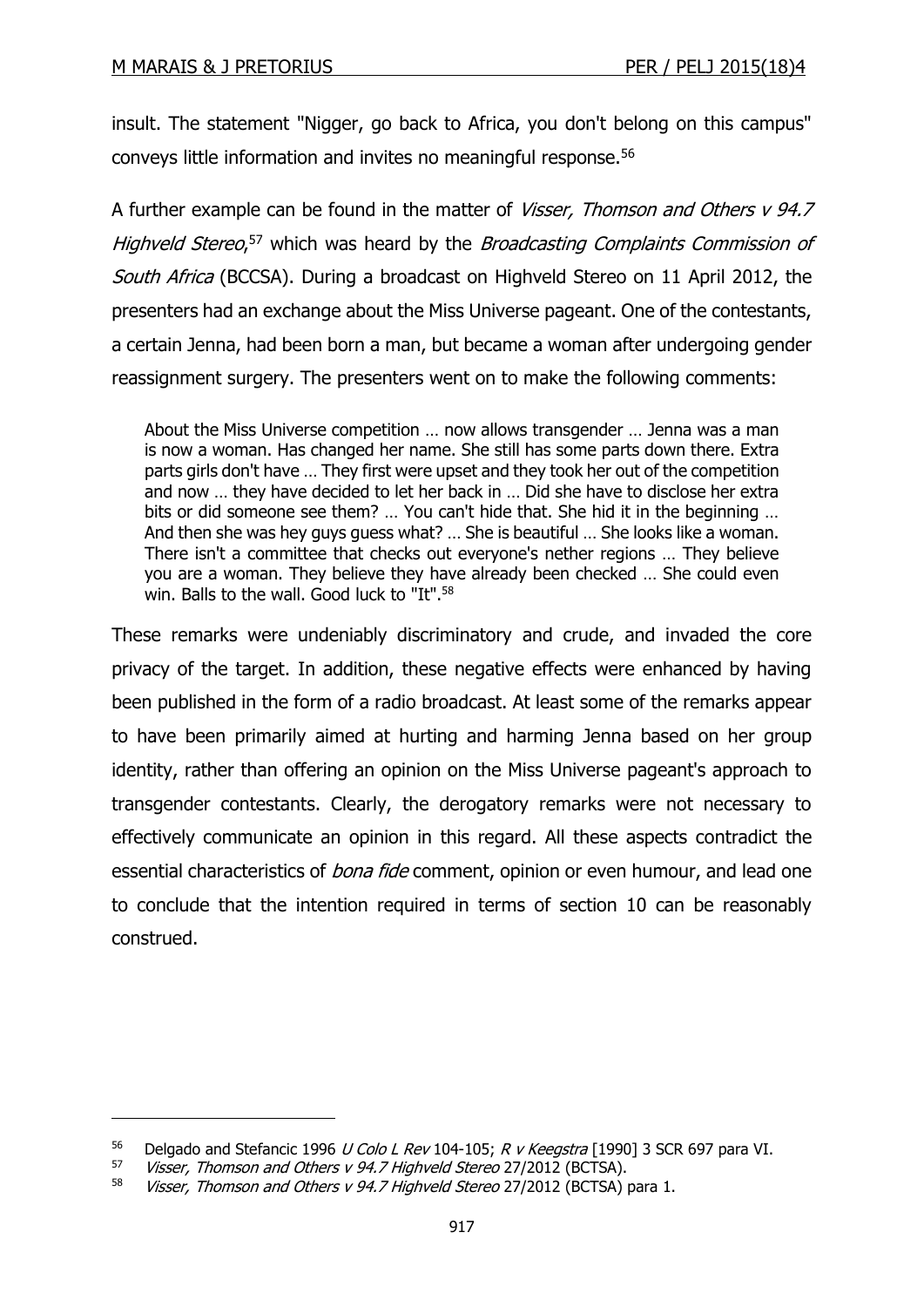insult. The statement "Nigger, go back to Africa, you don't belong on this campus" conveys little information and invites no meaningful response.[56]

A further example can be found in the matter of *Visser, Thomson and Others v 94.7 Highveld Stereo*,[57] which was heard by the *Broadcasting Complaints Commission of South Africa* (BCCSA). During a broadcast on Highveld Stereo on 11 April 2012, the presenters had an exchange about the Miss Universe pageant. One of the contestants, a certain Jenna, had been born a man, but became a woman after undergoing gender reassignment surgery. The presenters went on to make the following comments:

> About the Miss Universe competition … now allows transgender … Jenna was a man is now a woman. Has changed her name. She still has some parts down there. Extra parts girls don't have … They first were upset and they took her out of the competition and now … they have decided to let her back in … Did she have to disclose her extra bits or did someone see them? … You can't hide that. She hid it in the beginning … And then she was hey guys guess what? … She is beautiful … She looks like a woman. There isn't a committee that checks out everyone's nether regions … They believe you are a woman. They believe they have already been checked … She could even win. Balls to the wall. Good luck to "It".[58]

These remarks were undeniably discriminatory and crude, and invaded the core privacy of the target. In addition, these negative effects were enhanced by having been published in the form of a radio broadcast. At least some of the remarks appear to have been primarily aimed at hurting and harming Jenna based on her group identity, rather than offering an opinion on the Miss Universe pageant's approach to transgender contestants. Clearly, the derogatory remarks were not necessary to effectively communicate an opinion in this regard. All these aspects contradict the essential characteristics of *bona fide* comment, opinion or even humour, and lead one to conclude that the intention required in terms of section 10 can be reasonably construed.

---

[56] Delgado and Stefancic 1996 *U Colo L Rev* 104-105; *R v Keegstra* [1990] 3 SCR 697 para VI.

[57] *Visser, Thomson and Others v 94.7 Highveld Stereo* 27/2012 (BCTSA).

[58] *Visser, Thomson and Others v 94.7 Highveld Stereo* 27/2012 (BCTSA) para 1.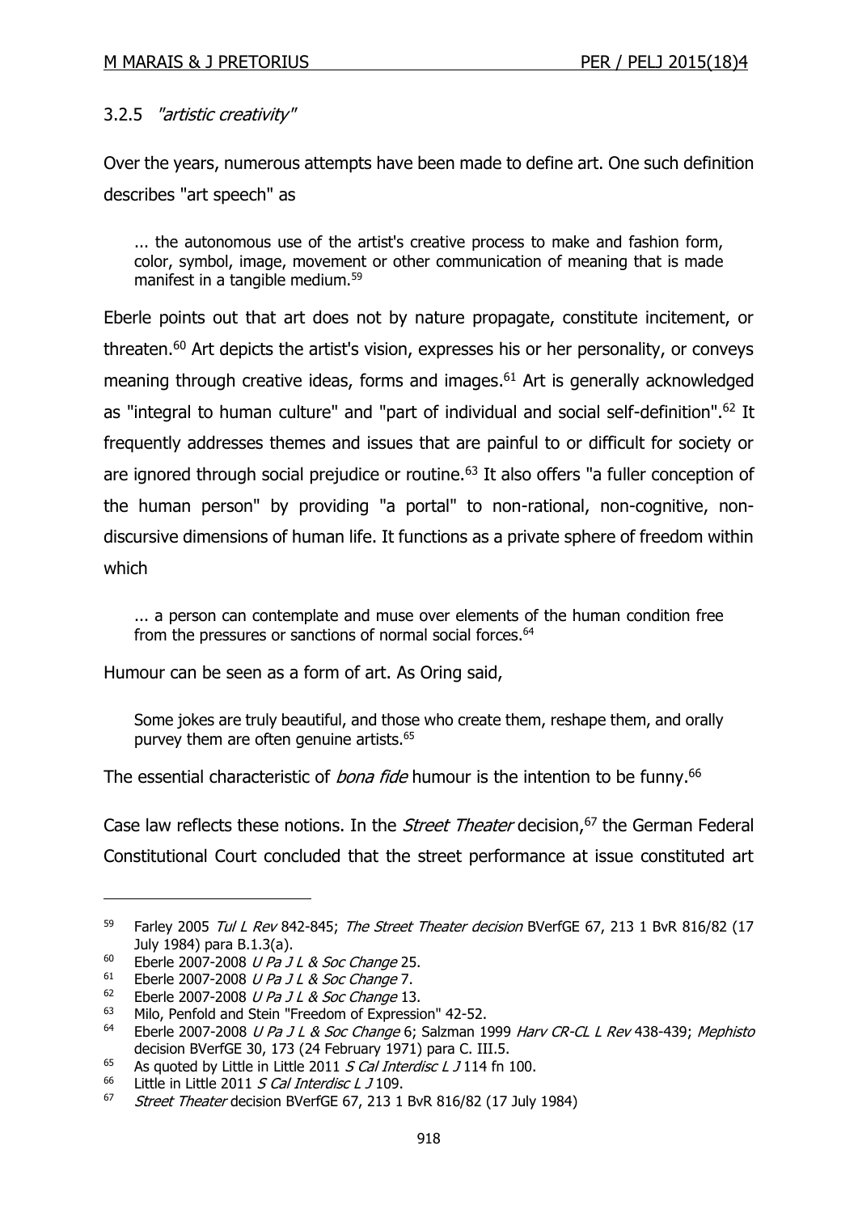### 3.2.5 *"artistic creativity"*

Over the years, numerous attempts have been made to define art. One such definition describes "art speech" as

> ... the autonomous use of the artist's creative process to make and fashion form, color, symbol, image, movement or other communication of meaning that is made manifest in a tangible medium.[59]

Eberle points out that art does not by nature propagate, constitute incitement, or threaten.[60] Art depicts the artist's vision, expresses his or her personality, or conveys meaning through creative ideas, forms and images.[61] Art is generally acknowledged as "integral to human culture" and "part of individual and social self-definition".[62] It frequently addresses themes and issues that are painful to or difficult for society or are ignored through social prejudice or routine.[63] It also offers "a fuller conception of the human person" by providing "a portal" to non-rational, non-cognitive, non-discursive dimensions of human life. It functions as a private sphere of freedom within which

> ... a person can contemplate and muse over elements of the human condition free from the pressures or sanctions of normal social forces.[64]

Humour can be seen as a form of art. As Oring said,

> Some jokes are truly beautiful, and those who create them, reshape them, and orally purvey them are often genuine artists.[65]

The essential characteristic of *bona fide* humour is the intention to be funny.[66]

Case law reflects these notions. In the *Street Theater* decision,[67] the German Federal Constitutional Court concluded that the street performance at issue constituted art

---

[59] Farley 2005 *Tul L Rev* 842-845; *The Street Theater decision* BVerfGE 67, 213 1 BvR 816/82 (17 July 1984) para B.1.3(a).

[60] Eberle 2007-2008 *U Pa J L & Soc Change* 25.

[61] Eberle 2007-2008 *U Pa J L & Soc Change* 7.

[62] Eberle 2007-2008 *U Pa J L & Soc Change* 13.

[63] Milo, Penfold and Stein "Freedom of Expression" 42-52.

[64] Eberle 2007-2008 *U Pa J L & Soc Change* 6; Salzman 1999 *Harv CR-CL L Rev* 438-439; *Mephisto* decision BVerfGE 30, 173 (24 February 1971) para C. III.5.

[65] As quoted by Little in Little 2011 *S Cal Interdisc L J* 114 fn 100.

[66] Little in Little 2011 *S Cal Interdisc L J* 109.

[67] *Street Theater* decision BVerfGE 67, 213 1 BvR 816/82 (17 July 1984)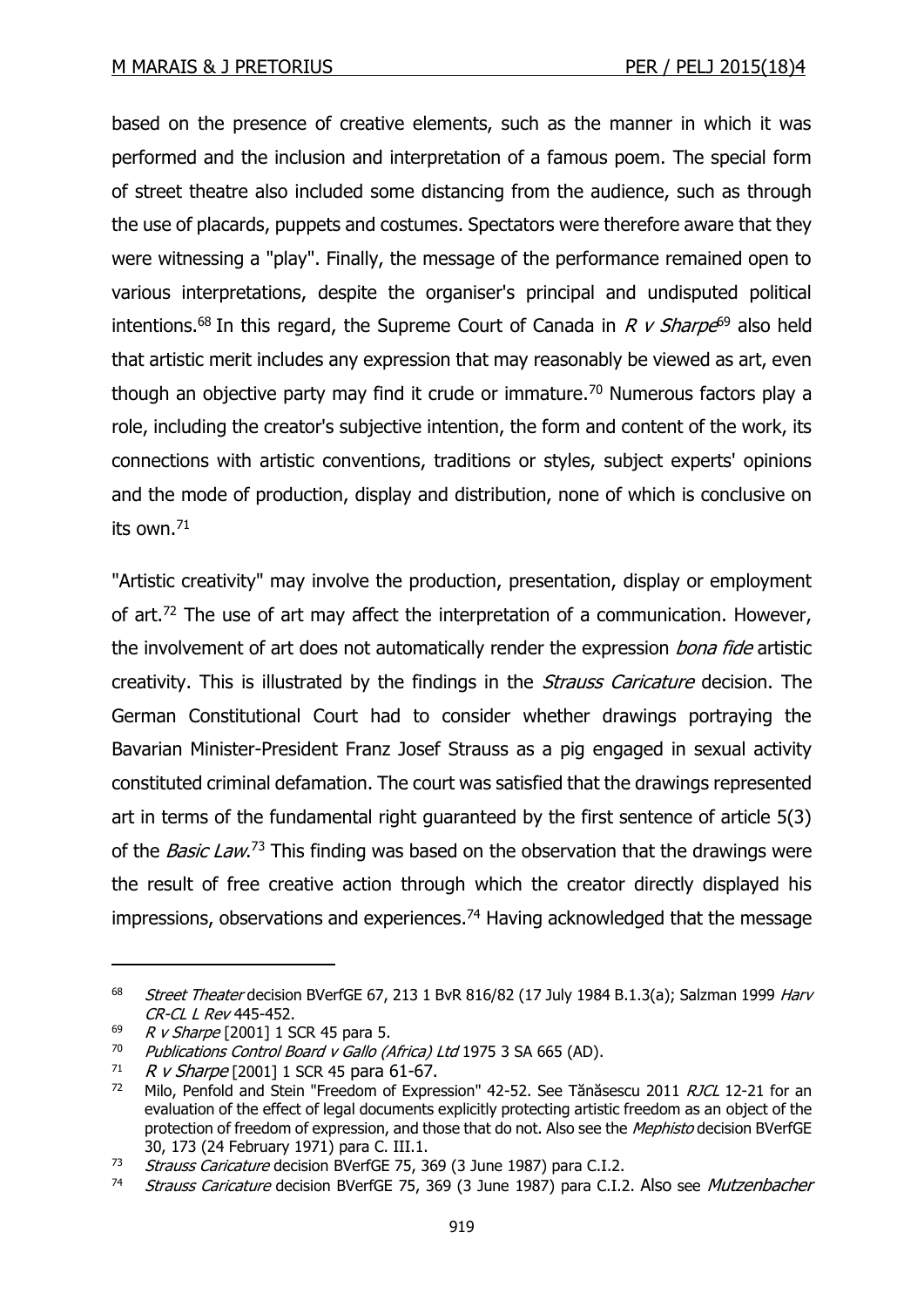based on the presence of creative elements, such as the manner in which it was performed and the inclusion and interpretation of a famous poem. The special form of street theatre also included some distancing from the audience, such as through the use of placards, puppets and costumes. Spectators were therefore aware that they were witnessing a "play". Finally, the message of the performance remained open to various interpretations, despite the organiser's principal and undisputed political intentions.[68] In this regard, the Supreme Court of Canada in *R v Sharpe*[69] also held that artistic merit includes any expression that may reasonably be viewed as art, even though an objective party may find it crude or immature.[70] Numerous factors play a role, including the creator's subjective intention, the form and content of the work, its connections with artistic conventions, traditions or styles, subject experts' opinions and the mode of production, display and distribution, none of which is conclusive on its own.[71]

"Artistic creativity" may involve the production, presentation, display or employment of art.[72] The use of art may affect the interpretation of a communication. However, the involvement of art does not automatically render the expression *bona fide* artistic creativity. This is illustrated by the findings in the *Strauss Caricature* decision. The German Constitutional Court had to consider whether drawings portraying the Bavarian Minister-President Franz Josef Strauss as a pig engaged in sexual activity constituted criminal defamation. The court was satisfied that the drawings represented art in terms of the fundamental right guaranteed by the first sentence of article 5(3) of the *Basic Law*.[73] This finding was based on the observation that the drawings were the result of free creative action through which the creator directly displayed his impressions, observations and experiences.[74] Having acknowledged that the message

---

[68] *Street Theater* decision BVerfGE 67, 213 1 BvR 816/82 (17 July 1984 B.1.3(a); Salzman 1999 *Harv CR-CL L Rev* 445-452.

[69] *R v Sharpe* [2001] 1 SCR 45 para 5.

[70] *Publications Control Board v Gallo (Africa) Ltd* 1975 3 SA 665 (AD).

[71] *R v Sharpe* [2001] 1 SCR 45 para 61-67.

[72] Milo, Penfold and Stein "Freedom of Expression" 42-52. See Tănăsescu 2011 *RJCL* 12-21 for an evaluation of the effect of legal documents explicitly protecting artistic freedom as an object of the protection of freedom of expression, and those that do not. Also see the *Mephisto* decision BVerfGE 30, 173 (24 February 1971) para C. III.1.

[73] *Strauss Caricature* decision BVerfGE 75, 369 (3 June 1987) para C.I.2.

[74] *Strauss Caricature* decision BVerfGE 75, 369 (3 June 1987) para C.I.2. Also see *Mutzenbacher*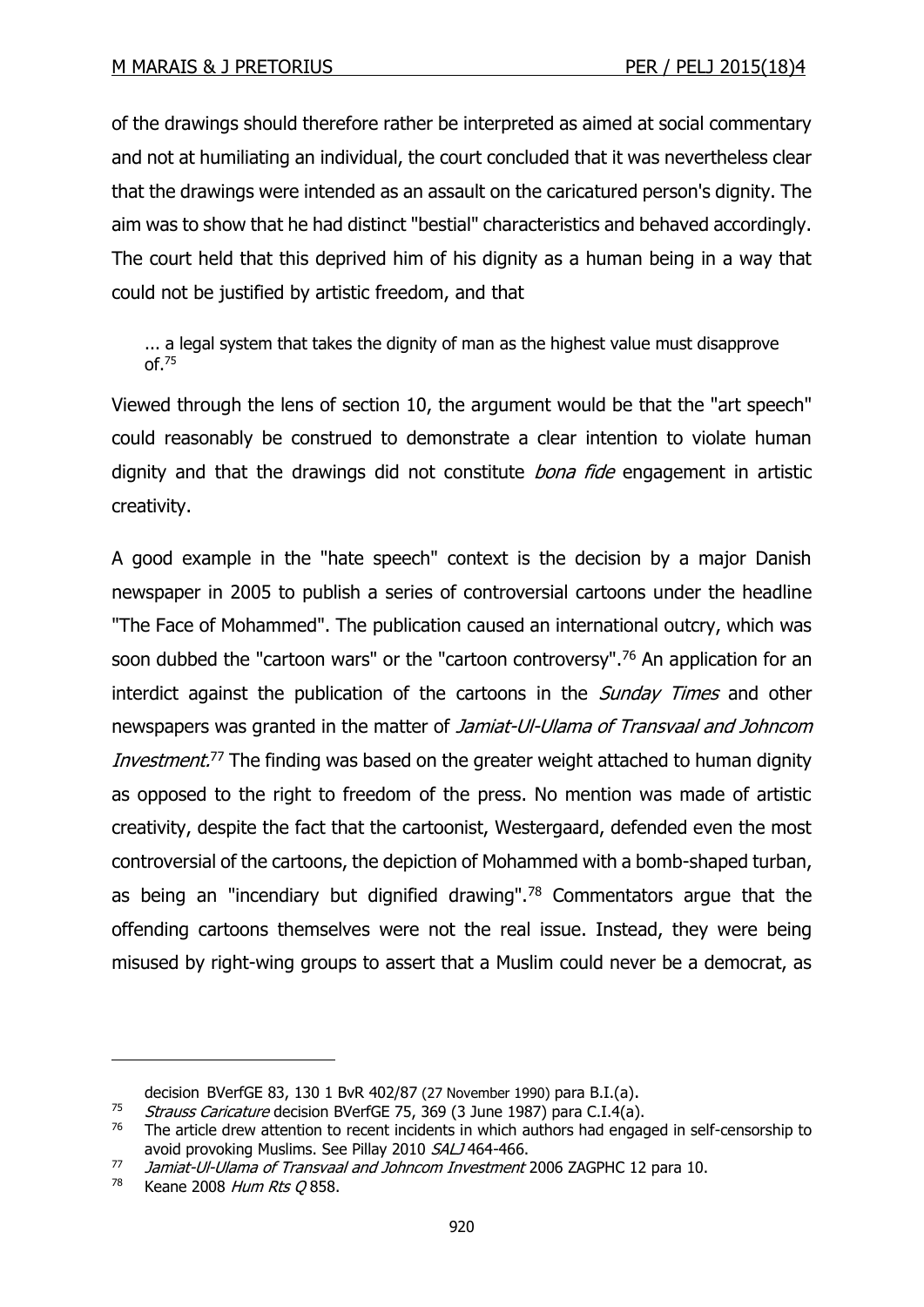of the drawings should therefore rather be interpreted as aimed at social commentary and not at humiliating an individual, the court concluded that it was nevertheless clear that the drawings were intended as an assault on the caricatured person's dignity. The aim was to show that he had distinct "bestial" characteristics and behaved accordingly. The court held that this deprived him of his dignity as a human being in a way that could not be justified by artistic freedom, and that

> ... a legal system that takes the dignity of man as the highest value must disapprove of.[75]

Viewed through the lens of section 10, the argument would be that the "art speech" could reasonably be construed to demonstrate a clear intention to violate human dignity and that the drawings did not constitute *bona fide* engagement in artistic creativity.

A good example in the "hate speech" context is the decision by a major Danish newspaper in 2005 to publish a series of controversial cartoons under the headline "The Face of Mohammed". The publication caused an international outcry, which was soon dubbed the "cartoon wars" or the "cartoon controversy".[76] An application for an interdict against the publication of the cartoons in the *Sunday Times* and other newspapers was granted in the matter of *Jamiat-Ul-Ulama of Transvaal and Johncom Investment*.[77] The finding was based on the greater weight attached to human dignity as opposed to the right to freedom of the press. No mention was made of artistic creativity, despite the fact that the cartoonist, Westergaard, defended even the most controversial of the cartoons, the depiction of Mohammed with a bomb-shaped turban, as being an "incendiary but dignified drawing".[78] Commentators argue that the offending cartoons themselves were not the real issue. Instead, they were being misused by right-wing groups to assert that a Muslim could never be a democrat, as

---

decision BVerfGE 83, 130 1 BvR 402/87 (27 November 1990) para B.I.(a).

[75] *Strauss Caricature* decision BVerfGE 75, 369 (3 June 1987) para C.I.4(a).

[76] The article drew attention to recent incidents in which authors had engaged in self-censorship to avoid provoking Muslims. See Pillay 2010 *SALJ* 464-466.

[77] *Jamiat-Ul-Ulama of Transvaal and Johncom Investment* 2006 ZAGPHC 12 para 10.

[78] Keane 2008 *Hum Rts Q* 858.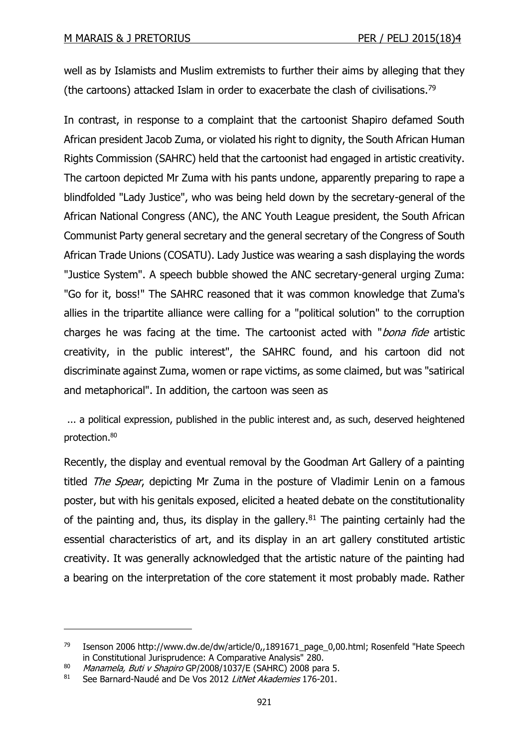well as by Islamists and Muslim extremists to further their aims by alleging that they (the cartoons) attacked Islam in order to exacerbate the clash of civilisations.[79]

In contrast, in response to a complaint that the cartoonist Shapiro defamed South African president Jacob Zuma, or violated his right to dignity, the South African Human Rights Commission (SAHRC) held that the cartoonist had engaged in artistic creativity. The cartoon depicted Mr Zuma with his pants undone, apparently preparing to rape a blindfolded "Lady Justice", who was being held down by the secretary-general of the African National Congress (ANC), the ANC Youth League president, the South African Communist Party general secretary and the general secretary of the Congress of South African Trade Unions (COSATU). Lady Justice was wearing a sash displaying the words "Justice System". A speech bubble showed the ANC secretary-general urging Zuma: "Go for it, boss!" The SAHRC reasoned that it was common knowledge that Zuma's allies in the tripartite alliance were calling for a "political solution" to the corruption charges he was facing at the time. The cartoonist acted with "*bona fide* artistic creativity, in the public interest", the SAHRC found, and his cartoon did not discriminate against Zuma, women or rape victims, as some claimed, but was "satirical and metaphorical". In addition, the cartoon was seen as

> ... a political expression, published in the public interest and, as such, deserved heightened protection.[80]

Recently, the display and eventual removal by the Goodman Art Gallery of a painting titled *The Spear*, depicting Mr Zuma in the posture of Vladimir Lenin on a famous poster, but with his genitals exposed, elicited a heated debate on the constitutionality of the painting and, thus, its display in the gallery.[81] The painting certainly had the essential characteristics of art, and its display in an art gallery constituted artistic creativity. It was generally acknowledged that the artistic nature of the painting had a bearing on the interpretation of the core statement it most probably made. Rather

---

[79] Isenson 2006 http://www.dw.de/dw/article/0,,1891671_page_0,00.html; Rosenfeld "Hate Speech in Constitutional Jurisprudence: A Comparative Analysis" 280.

[80] *Manamela, Buti v Shapiro* GP/2008/1037/E (SAHRC) 2008 para 5.

[81] See Barnard-Naudé and De Vos 2012 *LitNet Akademies* 176-201.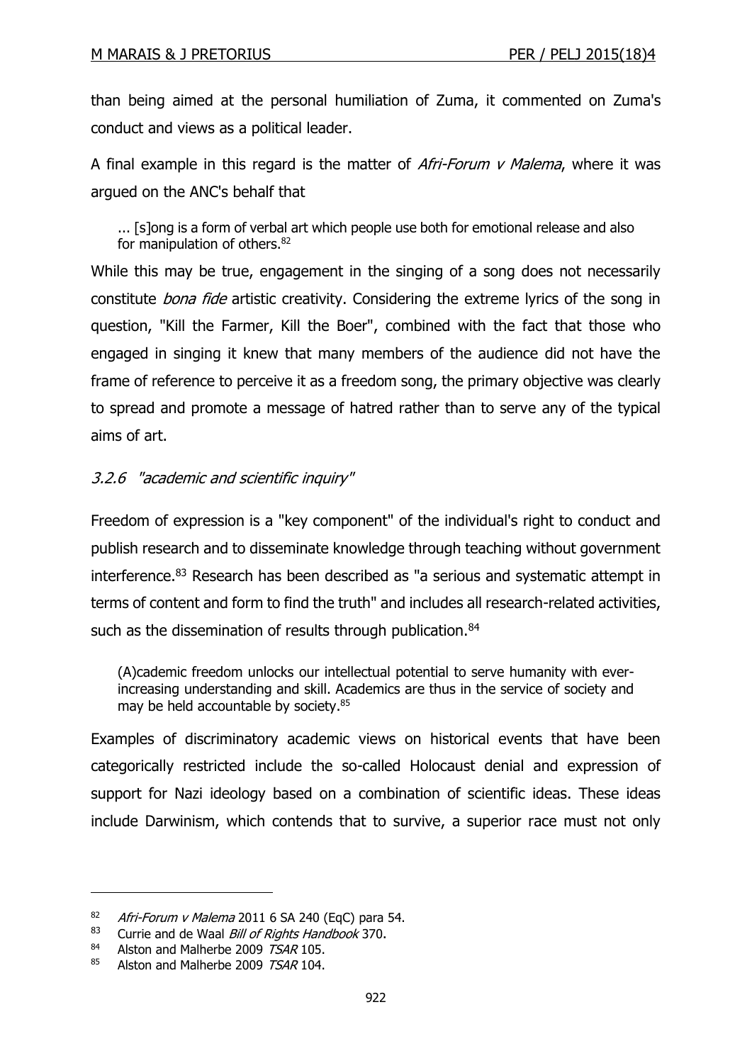than being aimed at the personal humiliation of Zuma, it commented on Zuma's conduct and views as a political leader.

A final example in this regard is the matter of *Afri-Forum v Malema*, where it was argued on the ANC's behalf that

> ... [s]ong is a form of verbal art which people use both for emotional release and also for manipulation of others.[82]

While this may be true, engagement in the singing of a song does not necessarily constitute *bona fide* artistic creativity. Considering the extreme lyrics of the song in question, "Kill the Farmer, Kill the Boer", combined with the fact that those who engaged in singing it knew that many members of the audience did not have the frame of reference to perceive it as a freedom song, the primary objective was clearly to spread and promote a message of hatred rather than to serve any of the typical aims of art.

### *3.2.6 "academic and scientific inquiry"*

Freedom of expression is a "key component" of the individual's right to conduct and publish research and to disseminate knowledge through teaching without government interference.[83] Research has been described as "a serious and systematic attempt in terms of content and form to find the truth" and includes all research-related activities, such as the dissemination of results through publication.[84]

> (A)cademic freedom unlocks our intellectual potential to serve humanity with ever-increasing understanding and skill. Academics are thus in the service of society and may be held accountable by society.[85]

Examples of discriminatory academic views on historical events that have been categorically restricted include the so-called Holocaust denial and expression of support for Nazi ideology based on a combination of scientific ideas. These ideas include Darwinism, which contends that to survive, a superior race must not only

---

[82] *Afri-Forum v Malema* 2011 6 SA 240 (EqC) para 54.

[83] Currie and de Waal *Bill of Rights Handbook* 370.

[84] Alston and Malherbe 2009 *TSAR* 105.

[85] Alston and Malherbe 2009 *TSAR* 104.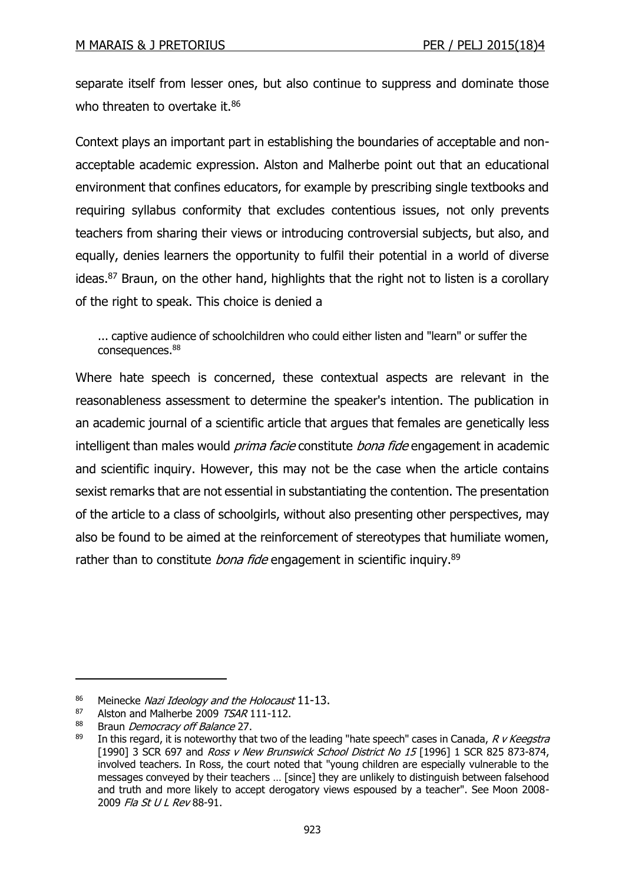separate itself from lesser ones, but also continue to suppress and dominate those who threaten to overtake it.[86]

Context plays an important part in establishing the boundaries of acceptable and non-acceptable academic expression. Alston and Malherbe point out that an educational environment that confines educators, for example by prescribing single textbooks and requiring syllabus conformity that excludes contentious issues, not only prevents teachers from sharing their views or introducing controversial subjects, but also, and equally, denies learners the opportunity to fulfil their potential in a world of diverse ideas.[87] Braun, on the other hand, highlights that the right not to listen is a corollary of the right to speak. This choice is denied a

> ... captive audience of schoolchildren who could either listen and "learn" or suffer the consequences.[88]

Where hate speech is concerned, these contextual aspects are relevant in the reasonableness assessment to determine the speaker's intention. The publication in an academic journal of a scientific article that argues that females are genetically less intelligent than males would *prima facie* constitute *bona fide* engagement in academic and scientific inquiry. However, this may not be the case when the article contains sexist remarks that are not essential in substantiating the contention. The presentation of the article to a class of schoolgirls, without also presenting other perspectives, may also be found to be aimed at the reinforcement of stereotypes that humiliate women, rather than to constitute *bona fide* engagement in scientific inquiry.[89]

---

[86] Meinecke *Nazi Ideology and the Holocaust* 11-13.

[87] Alston and Malherbe 2009 *TSAR* 111-112.

[88] Braun *Democracy off Balance* 27.

[89] In this regard, it is noteworthy that two of the leading "hate speech" cases in Canada, *R v Keegstra* [1990] 3 SCR 697 and *Ross v New Brunswick School District No 15* [1996] 1 SCR 825 873-874, involved teachers. In Ross, the court noted that "young children are especially vulnerable to the messages conveyed by their teachers … [since] they are unlikely to distinguish between falsehood and truth and more likely to accept derogatory views espoused by a teacher". See Moon 2008-2009 *Fla St U L Rev* 88-91.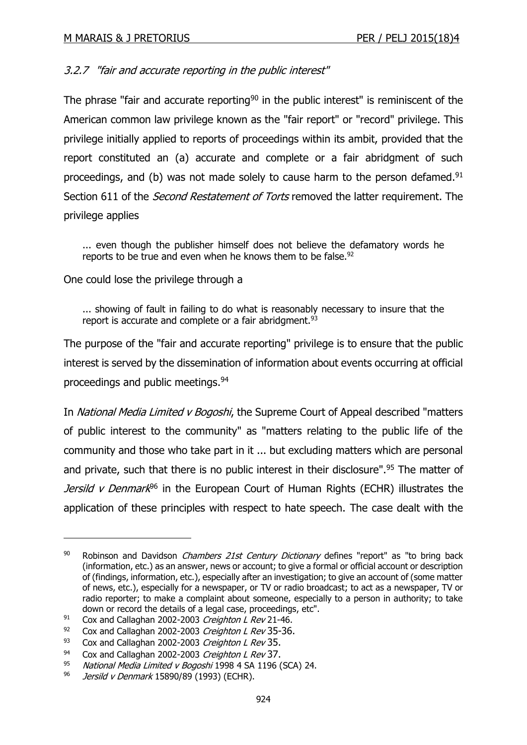### 3.2.7 *"fair and accurate reporting in the public interest"*

The phrase "fair and accurate reporting[90] in the public interest" is reminiscent of the American common law privilege known as the "fair report" or "record" privilege. This privilege initially applied to reports of proceedings within its ambit, provided that the report constituted an (a) accurate and complete or a fair abridgment of such proceedings, and (b) was not made solely to cause harm to the person defamed.[91] Section 611 of the *Second Restatement of Torts* removed the latter requirement. The privilege applies

> ... even though the publisher himself does not believe the defamatory words he reports to be true and even when he knows them to be false.[92]

One could lose the privilege through a

> ... showing of fault in failing to do what is reasonably necessary to insure that the report is accurate and complete or a fair abridgment.[93]

The purpose of the "fair and accurate reporting" privilege is to ensure that the public interest is served by the dissemination of information about events occurring at official proceedings and public meetings.[94]

In *National Media Limited v Bogoshi*, the Supreme Court of Appeal described "matters of public interest to the community" as "matters relating to the public life of the community and those who take part in it ... but excluding matters which are personal and private, such that there is no public interest in their disclosure".[95] The matter of *Jersild v Denmark*[96] in the European Court of Human Rights (ECHR) illustrates the application of these principles with respect to hate speech. The case dealt with the

---

90 Robinson and Davidson *Chambers 21st Century Dictionary* defines "report" as "to bring back (information, etc.) as an answer, news or account; to give a formal or official account or description of (findings, information, etc.), especially after an investigation; to give an account of (some matter of news, etc.), especially for a newspaper, or TV or radio broadcast; to act as a newspaper, TV or radio reporter; to make a complaint about someone, especially to a person in authority; to take down or record the details of a legal case, proceedings, etc".

91 Cox and Callaghan 2002-2003 *Creighton L Rev* 21-46.

92 Cox and Callaghan 2002-2003 *Creighton L Rev* 35-36.

93 Cox and Callaghan 2002-2003 *Creighton L Rev* 35.

94 Cox and Callaghan 2002-2003 *Creighton L Rev* 37.

95 *National Media Limited v Bogoshi* 1998 4 SA 1196 (SCA) 24.

96 *Jersild v Denmark* 15890/89 (1993) (ECHR).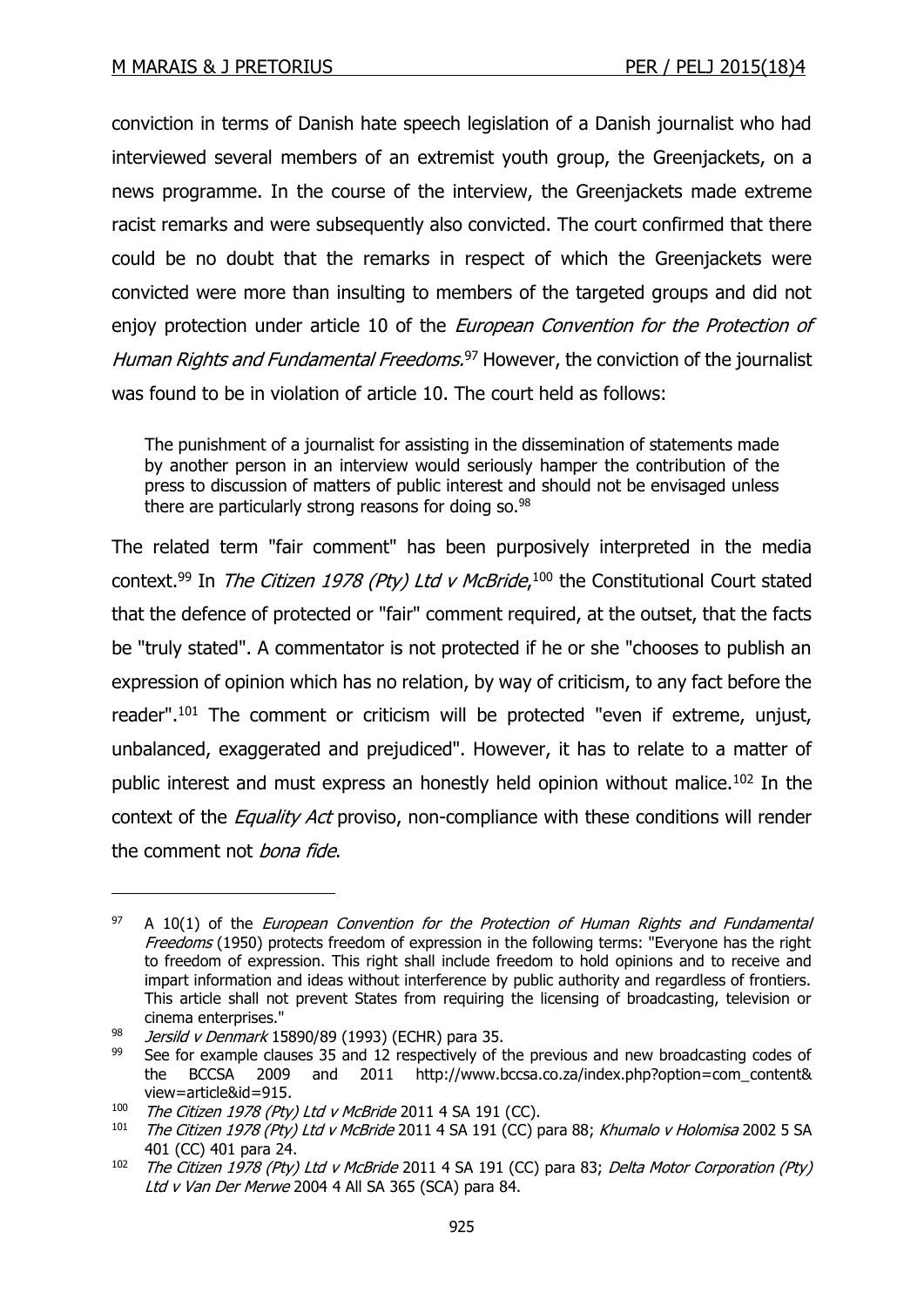conviction in terms of Danish hate speech legislation of a Danish journalist who had interviewed several members of an extremist youth group, the Greenjackets, on a news programme. In the course of the interview, the Greenjackets made extreme racist remarks and were subsequently also convicted. The court confirmed that there could be no doubt that the remarks in respect of which the Greenjackets were convicted were more than insulting to members of the targeted groups and did not enjoy protection under article 10 of the *European Convention for the Protection of Human Rights and Fundamental Freedoms.*[97] However, the conviction of the journalist was found to be in violation of article 10. The court held as follows:

> The punishment of a journalist for assisting in the dissemination of statements made by another person in an interview would seriously hamper the contribution of the press to discussion of matters of public interest and should not be envisaged unless there are particularly strong reasons for doing so.[98]

The related term "fair comment" has been purposively interpreted in the media context.[99] In *The Citizen 1978 (Pty) Ltd v McBride*,[100] the Constitutional Court stated that the defence of protected or "fair" comment required, at the outset, that the facts be "truly stated". A commentator is not protected if he or she "chooses to publish an expression of opinion which has no relation, by way of criticism, to any fact before the reader".[101] The comment or criticism will be protected "even if extreme, unjust, unbalanced, exaggerated and prejudiced". However, it has to relate to a matter of public interest and must express an honestly held opinion without malice.[102] In the context of the *Equality Act* proviso, non-compliance with these conditions will render the comment not *bona fide*.

---

[97] A 10(1) of the *European Convention for the Protection of Human Rights and Fundamental Freedoms* (1950) protects freedom of expression in the following terms: "Everyone has the right to freedom of expression. This right shall include freedom to hold opinions and to receive and impart information and ideas without interference by public authority and regardless of frontiers. This article shall not prevent States from requiring the licensing of broadcasting, television or cinema enterprises."

[98] *Jersild v Denmark* 15890/89 (1993) (ECHR) para 35.

[99] See for example clauses 35 and 12 respectively of the previous and new broadcasting codes of the BCCSA 2009 and 2011 http://www.bccsa.co.za/index.php?option=com_content&view=article&id=915.

[100] *The Citizen 1978 (Pty) Ltd v McBride* 2011 4 SA 191 (CC).

[101] *The Citizen 1978 (Pty) Ltd v McBride* 2011 4 SA 191 (CC) para 88; *Khumalo v Holomisa* 2002 5 SA 401 (CC) 401 para 24.

[102] *The Citizen 1978 (Pty) Ltd v McBride* 2011 4 SA 191 (CC) para 83; *Delta Motor Corporation (Pty) Ltd v Van Der Merwe* 2004 4 All SA 365 (SCA) para 84.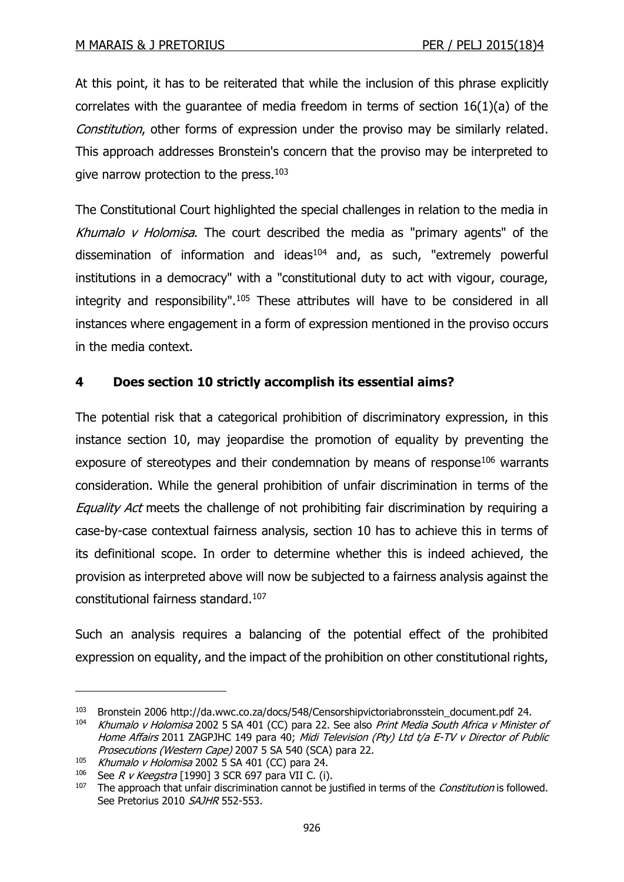At this point, it has to be reiterated that while the inclusion of this phrase explicitly correlates with the guarantee of media freedom in terms of section 16(1)(a) of the *Constitution*, other forms of expression under the proviso may be similarly related. This approach addresses Bronstein's concern that the proviso may be interpreted to give narrow protection to the press.[103]

The Constitutional Court highlighted the special challenges in relation to the media in *Khumalo v Holomisa*. The court described the media as "primary agents" of the dissemination of information and ideas[104] and, as such, "extremely powerful institutions in a democracy" with a "constitutional duty to act with vigour, courage, integrity and responsibility".[105] These attributes will have to be considered in all instances where engagement in a form of expression mentioned in the proviso occurs in the media context.

## 4 Does section 10 strictly accomplish its essential aims?

The potential risk that a categorical prohibition of discriminatory expression, in this instance section 10, may jeopardise the promotion of equality by preventing the exposure of stereotypes and their condemnation by means of response[106] warrants consideration. While the general prohibition of unfair discrimination in terms of the *Equality Act* meets the challenge of not prohibiting fair discrimination by requiring a case-by-case contextual fairness analysis, section 10 has to achieve this in terms of its definitional scope. In order to determine whether this is indeed achieved, the provision as interpreted above will now be subjected to a fairness analysis against the constitutional fairness standard.[107]

Such an analysis requires a balancing of the potential effect of the prohibited expression on equality, and the impact of the prohibition on other constitutional rights,

---

[103] Bronstein 2006 http://da.wwc.co.za/docs/548/Censorshipvictoriabronsstein_document.pdf 24.

[104] *Khumalo v Holomisa* 2002 5 SA 401 (CC) para 22. See also *Print Media South Africa v Minister of Home Affairs* 2011 ZAGPJHC 149 para 40; *Midi Television (Pty) Ltd t/a E-TV v Director of Public Prosecutions (Western Cape)* 2007 5 SA 540 (SCA) para 22.

[105] *Khumalo v Holomisa* 2002 5 SA 401 (CC) para 24.

[106] See *R v Keegstra* [1990] 3 SCR 697 para VII C. (i).

[107] The approach that unfair discrimination cannot be justified in terms of the *Constitution* is followed. See Pretorius 2010 *SAJHR* 552-553.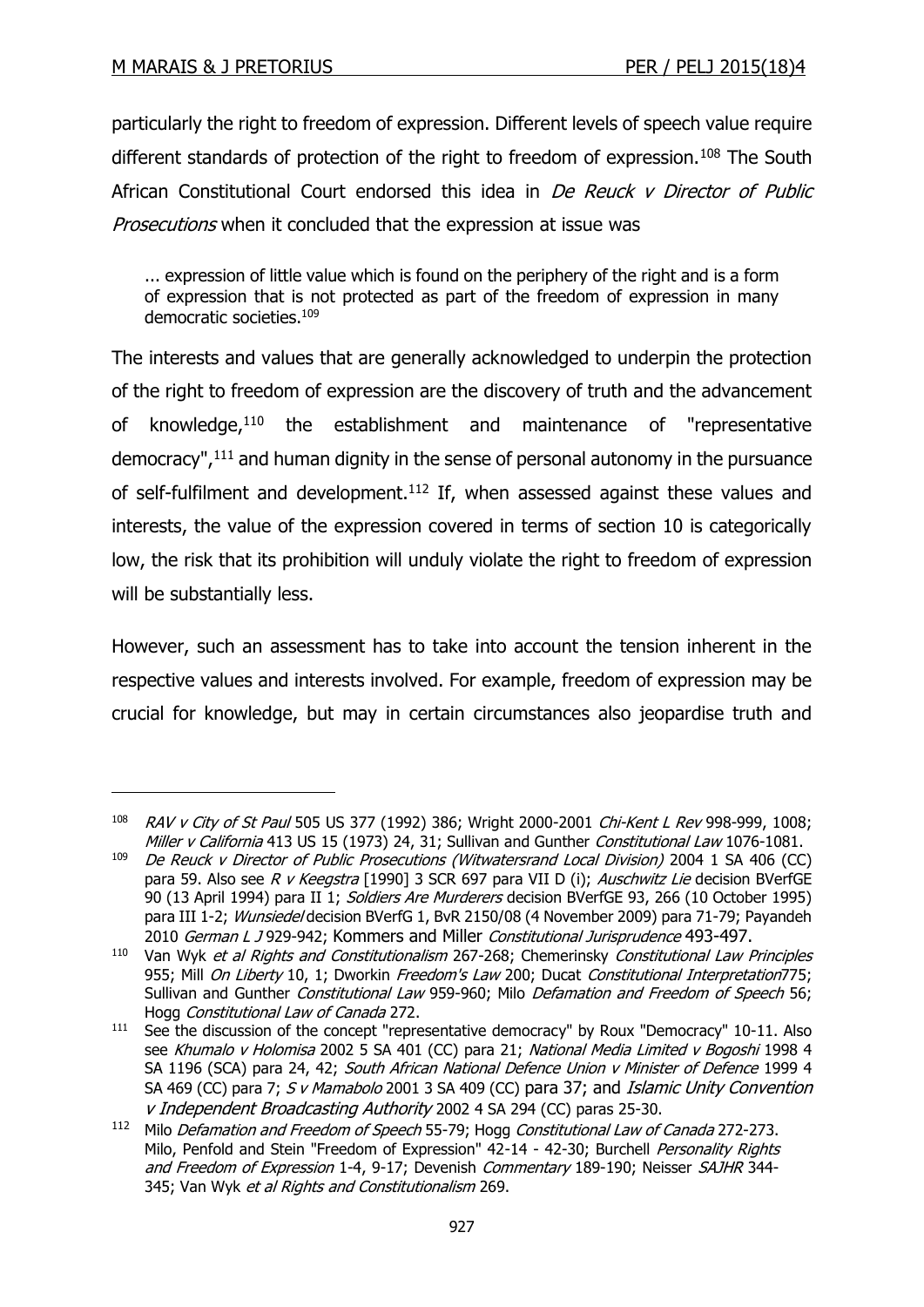particularly the right to freedom of expression. Different levels of speech value require different standards of protection of the right to freedom of expression.[108] The South African Constitutional Court endorsed this idea in *De Reuck v Director of Public Prosecutions* when it concluded that the expression at issue was

> ... expression of little value which is found on the periphery of the right and is a form of expression that is not protected as part of the freedom of expression in many democratic societies.[109]

The interests and values that are generally acknowledged to underpin the protection of the right to freedom of expression are the discovery of truth and the advancement of knowledge,[110] the establishment and maintenance of "representative democracy",[111] and human dignity in the sense of personal autonomy in the pursuance of self-fulfilment and development.[112] If, when assessed against these values and interests, the value of the expression covered in terms of section 10 is categorically low, the risk that its prohibition will unduly violate the right to freedom of expression will be substantially less.

However, such an assessment has to take into account the tension inherent in the respective values and interests involved. For example, freedom of expression may be crucial for knowledge, but may in certain circumstances also jeopardise truth and

---

[108] *RAV v City of St Paul* 505 US 377 (1992) 386; Wright 2000-2001 *Chi-Kent L Rev* 998-999, 1008; *Miller v California* 413 US 15 (1973) 24, 31; Sullivan and Gunther *Constitutional Law* 1076-1081.

[109] *De Reuck v Director of Public Prosecutions (Witwatersrand Local Division)* 2004 1 SA 406 (CC) para 59. Also see *R v Keegstra* [1990] 3 SCR 697 para VII D (i); *Auschwitz Lie* decision BVerfGE 90 (13 April 1994) para II 1; *Soldiers Are Murderers* decision BVerfGE 93, 266 (10 October 1995) para III 1-2; *Wunsiedel* decision BVerfG 1, BvR 2150/08 (4 November 2009) para 71-79; Payandeh 2010 *German L J* 929-942; Kommers and Miller *Constitutional Jurisprudence* 493-497.

[110] Van Wyk *et al Rights and Constitutionalism* 267-268; Chemerinsky *Constitutional Law Principles* 955; Mill *On Liberty* 10, 1; Dworkin *Freedom's Law* 200; Ducat *Constitutional Interpretation* 775; Sullivan and Gunther *Constitutional Law* 959-960; Milo *Defamation and Freedom of Speech* 56; Hogg *Constitutional Law of Canada* 272.

[111] See the discussion of the concept "representative democracy" by Roux "Democracy" 10-11. Also see *Khumalo v Holomisa* 2002 5 SA 401 (CC) para 21; *National Media Limited v Bogoshi* 1998 4 SA 1196 (SCA) para 24, 42; *South African National Defence Union v Minister of Defence* 1999 4 SA 469 (CC) para 7; *S v Mamabolo* 2001 3 SA 409 (CC) para 37; and *Islamic Unity Convention v Independent Broadcasting Authority* 2002 4 SA 294 (CC) paras 25-30.

[112] Milo *Defamation and Freedom of Speech* 55-79; Hogg *Constitutional Law of Canada* 272-273. Milo, Penfold and Stein "Freedom of Expression" 42-14 - 42-30; Burchell *Personality Rights and Freedom of Expression* 1-4, 9-17; Devenish *Commentary* 189-190; Neisser *SAJHR* 344-345; Van Wyk *et al Rights and Constitutionalism* 269.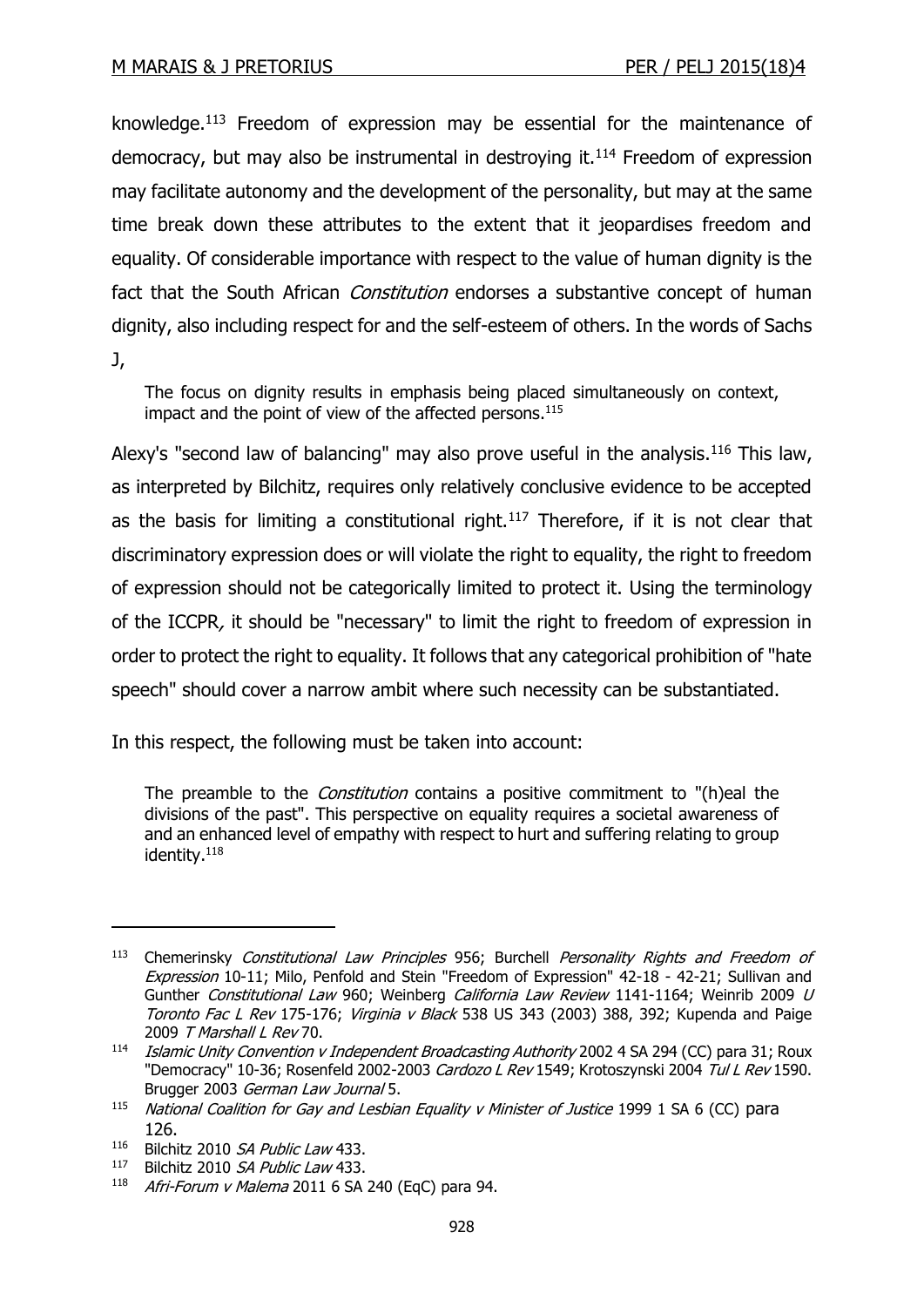knowledge.[113] Freedom of expression may be essential for the maintenance of democracy, but may also be instrumental in destroying it.[114] Freedom of expression may facilitate autonomy and the development of the personality, but may at the same time break down these attributes to the extent that it jeopardises freedom and equality. Of considerable importance with respect to the value of human dignity is the fact that the South African *Constitution* endorses a substantive concept of human dignity, also including respect for and the self-esteem of others. In the words of Sachs J,

> The focus on dignity results in emphasis being placed simultaneously on context, impact and the point of view of the affected persons.[115]

Alexy's "second law of balancing" may also prove useful in the analysis.[116] This law, as interpreted by Bilchitz, requires only relatively conclusive evidence to be accepted as the basis for limiting a constitutional right.[117] Therefore, if it is not clear that discriminatory expression does or will violate the right to equality, the right to freedom of expression should not be categorically limited to protect it. Using the terminology of the ICCPR, it should be "necessary" to limit the right to freedom of expression in order to protect the right to equality. It follows that any categorical prohibition of "hate speech" should cover a narrow ambit where such necessity can be substantiated.

In this respect, the following must be taken into account:

> The preamble to the *Constitution* contains a positive commitment to "(h)eal the divisions of the past". This perspective on equality requires a societal awareness of and an enhanced level of empathy with respect to hurt and suffering relating to group identity.[118]

---

[113] Chemerinsky *Constitutional Law Principles* 956; Burchell *Personality Rights and Freedom of Expression* 10-11; Milo, Penfold and Stein "Freedom of Expression" 42-18 - 42-21; Sullivan and Gunther *Constitutional Law* 960; Weinberg *California Law Review* 1141-1164; Weinrib 2009 *U Toronto Fac L Rev* 175-176; *Virginia v Black* 538 US 343 (2003) 388, 392; Kupenda and Paige 2009 *T Marshall L Rev* 70.

[114] *Islamic Unity Convention v Independent Broadcasting Authority* 2002 4 SA 294 (CC) para 31; Roux "Democracy" 10-36; Rosenfeld 2002-2003 *Cardozo L Rev* 1549; Krotoszynski 2004 *Tul L Rev* 1590. Brugger 2003 *German Law Journal* 5.

[115] *National Coalition for Gay and Lesbian Equality v Minister of Justice* 1999 1 SA 6 (CC) para 126.

[116] Bilchitz 2010 *SA Public Law* 433.

[117] Bilchitz 2010 *SA Public Law* 433.

[118] *Afri-Forum v Malema* 2011 6 SA 240 (EqC) para 94.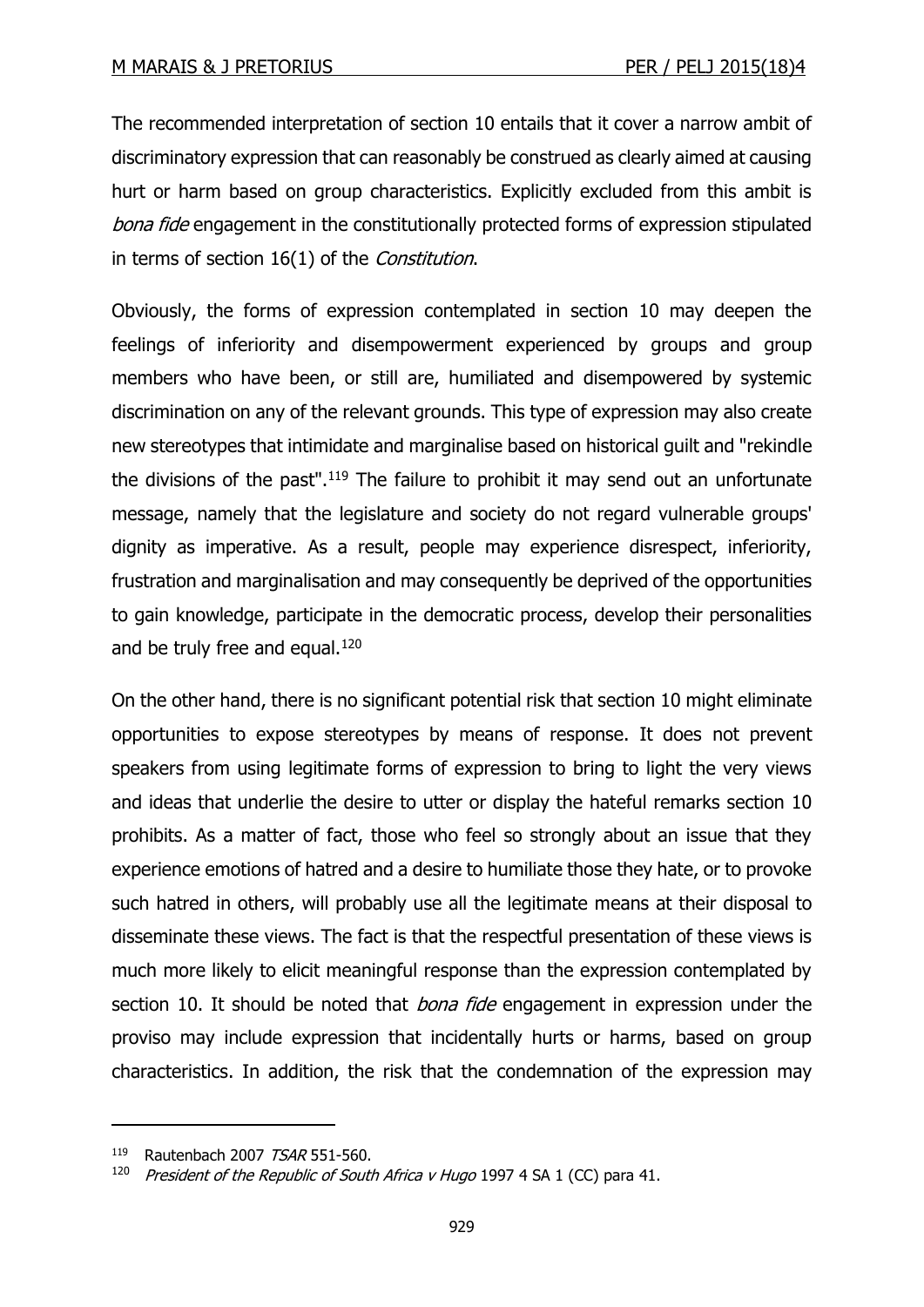The recommended interpretation of section 10 entails that it cover a narrow ambit of discriminatory expression that can reasonably be construed as clearly aimed at causing hurt or harm based on group characteristics. Explicitly excluded from this ambit is *bona fide* engagement in the constitutionally protected forms of expression stipulated in terms of section 16(1) of the *Constitution*.

Obviously, the forms of expression contemplated in section 10 may deepen the feelings of inferiority and disempowerment experienced by groups and group members who have been, or still are, humiliated and disempowered by systemic discrimination on any of the relevant grounds. This type of expression may also create new stereotypes that intimidate and marginalise based on historical guilt and "rekindle the divisions of the past".[119] The failure to prohibit it may send out an unfortunate message, namely that the legislature and society do not regard vulnerable groups' dignity as imperative. As a result, people may experience disrespect, inferiority, frustration and marginalisation and may consequently be deprived of the opportunities to gain knowledge, participate in the democratic process, develop their personalities and be truly free and equal.[120]

On the other hand, there is no significant potential risk that section 10 might eliminate opportunities to expose stereotypes by means of response. It does not prevent speakers from using legitimate forms of expression to bring to light the very views and ideas that underlie the desire to utter or display the hateful remarks section 10 prohibits. As a matter of fact, those who feel so strongly about an issue that they experience emotions of hatred and a desire to humiliate those they hate, or to provoke such hatred in others, will probably use all the legitimate means at their disposal to disseminate these views. The fact is that the respectful presentation of these views is much more likely to elicit meaningful response than the expression contemplated by section 10. It should be noted that *bona fide* engagement in expression under the proviso may include expression that incidentally hurts or harms, based on group characteristics. In addition, the risk that the condemnation of the expression may

---

[119] Rautenbach 2007 *TSAR* 551-560.

[120] *President of the Republic of South Africa v Hugo* 1997 4 SA 1 (CC) para 41.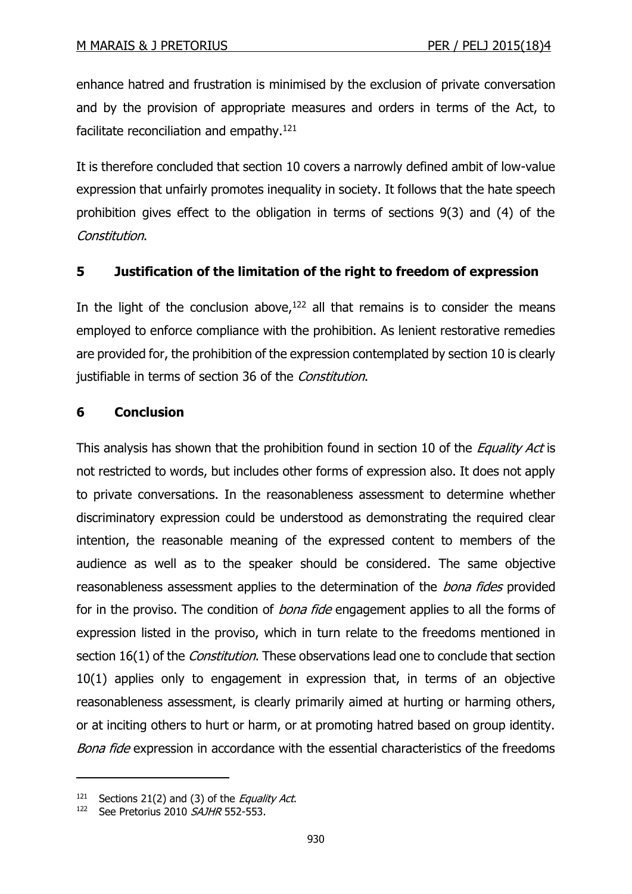enhance hatred and frustration is minimised by the exclusion of private conversation and by the provision of appropriate measures and orders in terms of the Act, to facilitate reconciliation and empathy.[121]

It is therefore concluded that section 10 covers a narrowly defined ambit of low-value expression that unfairly promotes inequality in society. It follows that the hate speech prohibition gives effect to the obligation in terms of sections 9(3) and (4) of the *Constitution*.

## 5 Justification of the limitation of the right to freedom of expression

In the light of the conclusion above,[122] all that remains is to consider the means employed to enforce compliance with the prohibition. As lenient restorative remedies are provided for, the prohibition of the expression contemplated by section 10 is clearly justifiable in terms of section 36 of the *Constitution*.

## 6 Conclusion

This analysis has shown that the prohibition found in section 10 of the *Equality Act* is not restricted to words, but includes other forms of expression also. It does not apply to private conversations. In the reasonableness assessment to determine whether discriminatory expression could be understood as demonstrating the required clear intention, the reasonable meaning of the expressed content to members of the audience as well as to the speaker should be considered. The same objective reasonableness assessment applies to the determination of the *bona fides* provided for in the proviso. The condition of *bona fide* engagement applies to all the forms of expression listed in the proviso, which in turn relate to the freedoms mentioned in section 16(1) of the *Constitution*. These observations lead one to conclude that section 10(1) applies only to engagement in expression that, in terms of an objective reasonableness assessment, is clearly primarily aimed at hurting or harming others, or at inciting others to hurt or harm, or at promoting hatred based on group identity. *Bona fide* expression in accordance with the essential characteristics of the freedoms

---

[121] Sections 21(2) and (3) of the *Equality Act*.

[122] See Pretorius 2010 *SAJHR* 552-553.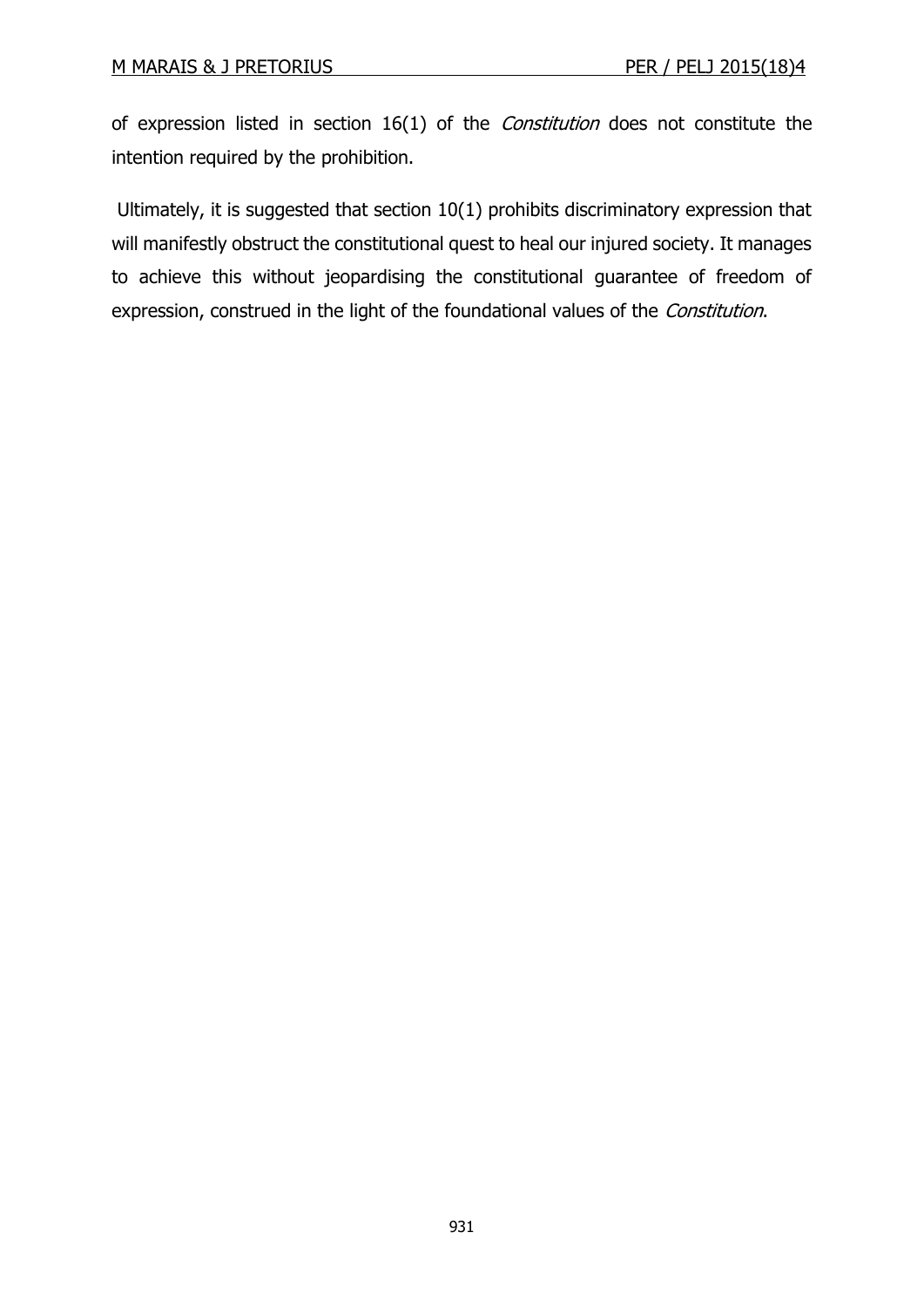of expression listed in section 16(1) of the *Constitution* does not constitute the intention required by the prohibition.

Ultimately, it is suggested that section 10(1) prohibits discriminatory expression that will manifestly obstruct the constitutional quest to heal our injured society. It manages to achieve this without jeopardising the constitutional guarantee of freedom of expression, construed in the light of the foundational values of the *Constitution*.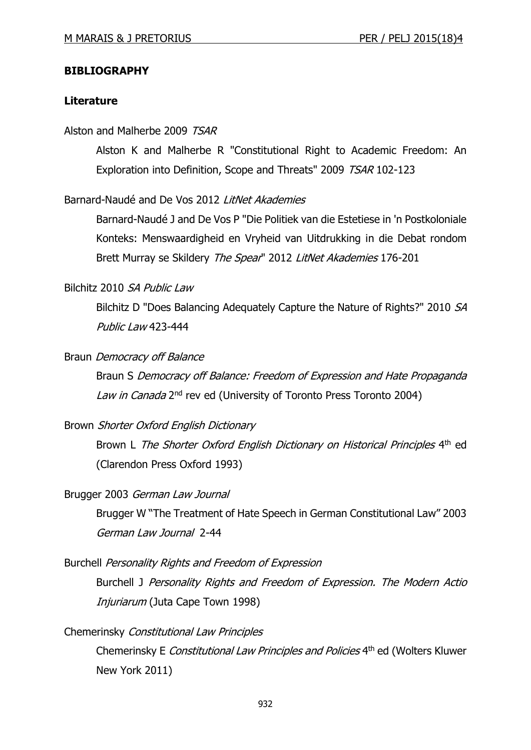**BIBLIOGRAPHY**

**Literature**

Alston and Malherbe 2009 *TSAR*

> Alston K and Malherbe R "Constitutional Right to Academic Freedom: An Exploration into Definition, Scope and Threats" 2009 *TSAR* 102-123

Barnard-Naudé and De Vos 2012 *LitNet Akademies*

> Barnard-Naudé J and De Vos P "Die Politiek van die Estetiese in 'n Postkoloniale Konteks: Menswaardigheid en Vryheid van Uitdrukking in die Debat rondom Brett Murray se Skildery *The Spear*" 2012 *LitNet Akademies* 176-201

Bilchitz 2010 *SA Public Law*

> Bilchitz D "Does Balancing Adequately Capture the Nature of Rights?" 2010 *SA Public Law* 423-444

Braun *Democracy off Balance*

> Braun S *Democracy off Balance: Freedom of Expression and Hate Propaganda Law in Canada* 2nd rev ed (University of Toronto Press Toronto 2004)

Brown *Shorter Oxford English Dictionary*

> Brown L *The Shorter Oxford English Dictionary on Historical Principles* 4th ed (Clarendon Press Oxford 1993)

Brugger 2003 *German Law Journal*

> Brugger W "The Treatment of Hate Speech in German Constitutional Law" 2003 *German Law Journal* 2-44

Burchell *Personality Rights and Freedom of Expression*

> Burchell J *Personality Rights and Freedom of Expression. The Modern Actio Injuriarum* (Juta Cape Town 1998)

Chemerinsky *Constitutional Law Principles*

> Chemerinsky E *Constitutional Law Principles and Policies* 4th ed (Wolters Kluwer New York 2011)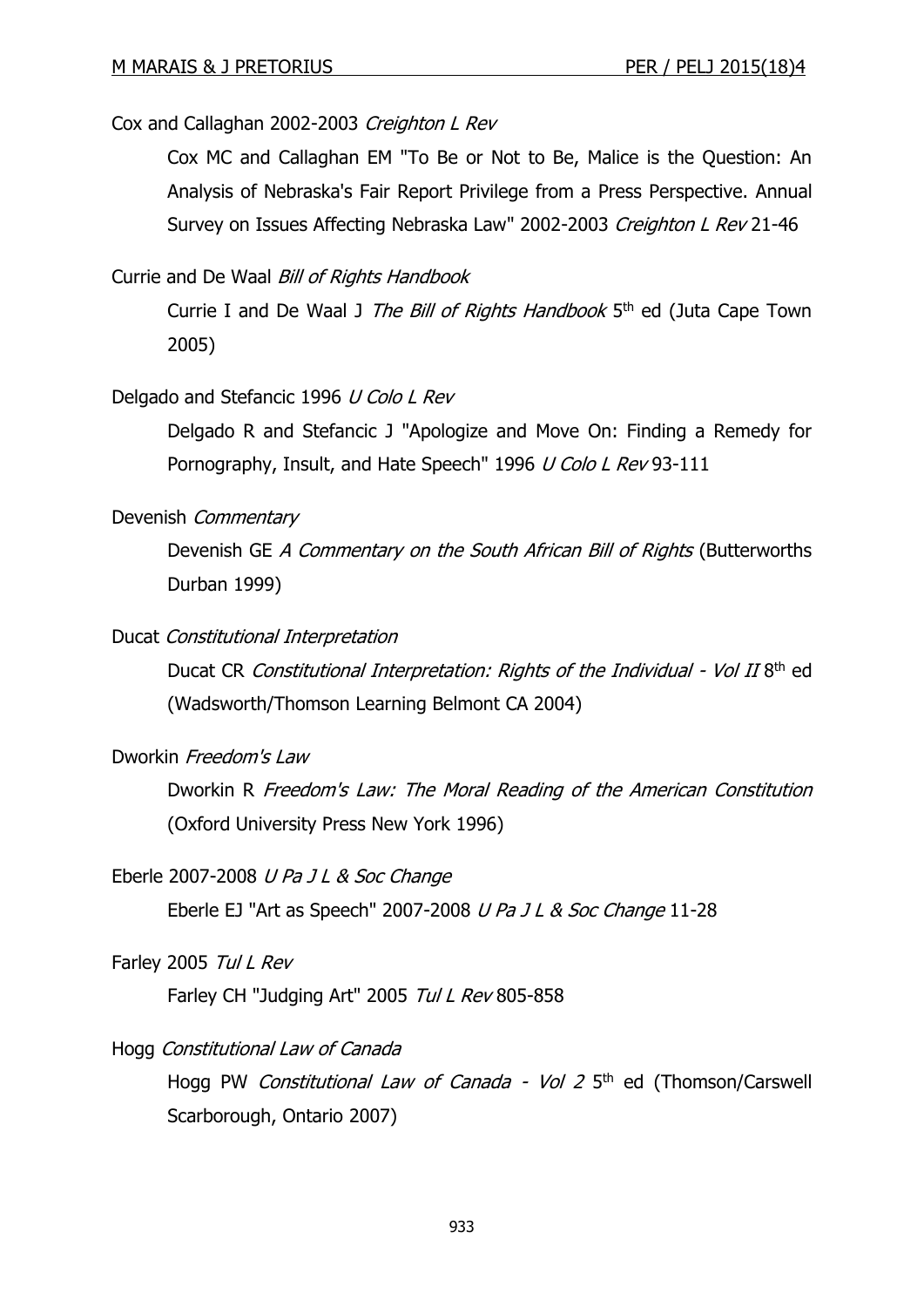Cox and Callaghan 2002-2003 *Creighton L Rev*

Cox MC and Callaghan EM "To Be or Not to Be, Malice is the Question: An Analysis of Nebraska's Fair Report Privilege from a Press Perspective. Annual Survey on Issues Affecting Nebraska Law" 2002-2003 *Creighton L Rev* 21-46

Currie and De Waal *Bill of Rights Handbook*

Currie I and De Waal J *The Bill of Rights Handbook* 5th ed (Juta Cape Town 2005)

Delgado and Stefancic 1996 *U Colo L Rev*

Delgado R and Stefancic J "Apologize and Move On: Finding a Remedy for Pornography, Insult, and Hate Speech" 1996 *U Colo L Rev* 93-111

Devenish *Commentary*

Devenish GE *A Commentary on the South African Bill of Rights* (Butterworths Durban 1999)

Ducat *Constitutional Interpretation*

Ducat CR *Constitutional Interpretation: Rights of the Individual - Vol II* 8th ed (Wadsworth/Thomson Learning Belmont CA 2004)

Dworkin *Freedom's Law*

Dworkin R *Freedom's Law: The Moral Reading of the American Constitution* (Oxford University Press New York 1996)

Eberle 2007-2008 *U Pa J L & Soc Change*

Eberle EJ "Art as Speech" 2007-2008 *U Pa J L & Soc Change* 11-28

Farley 2005 *Tul L Rev*

Farley CH "Judging Art" 2005 *Tul L Rev* 805-858

Hogg *Constitutional Law of Canada*

Hogg PW *Constitutional Law of Canada - Vol 2* 5th ed (Thomson/Carswell Scarborough, Ontario 2007)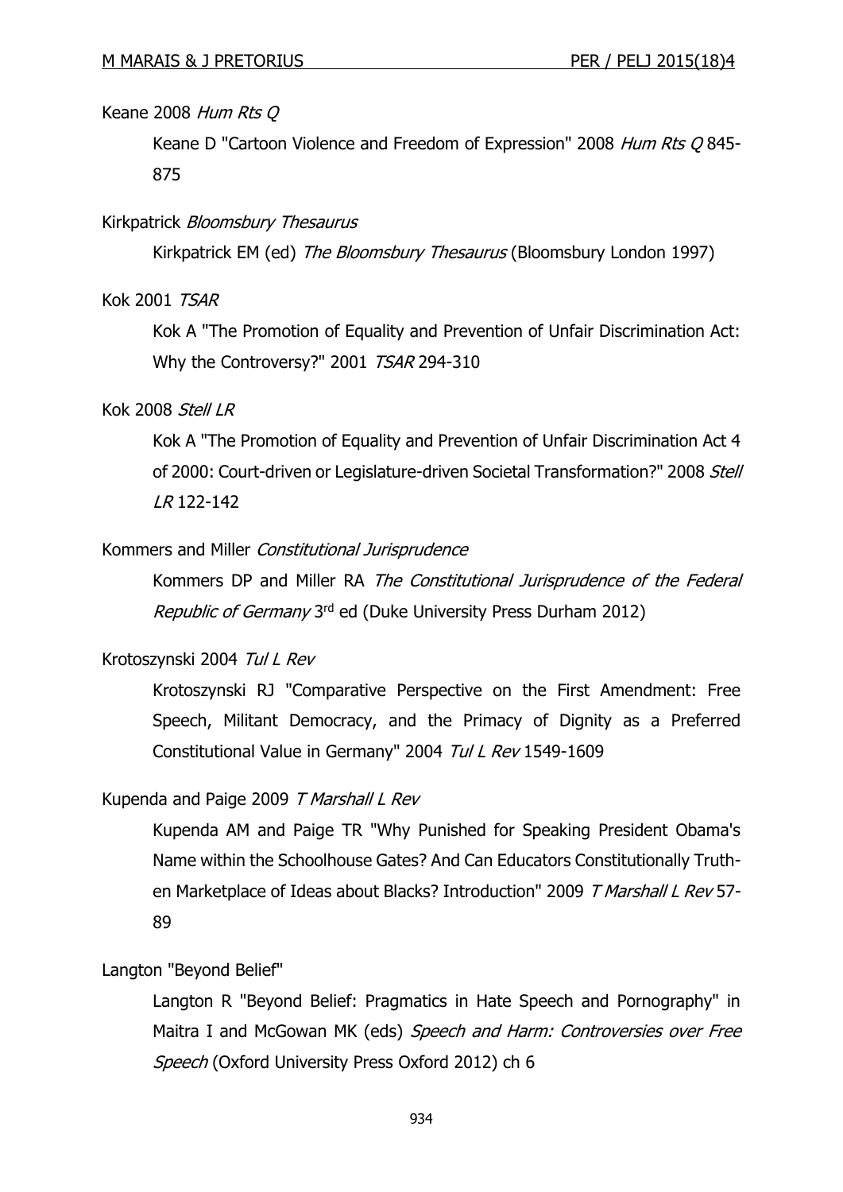Keane 2008 *Hum Rts Q*

Keane D "Cartoon Violence and Freedom of Expression" 2008 *Hum Rts Q* 845-875

Kirkpatrick *Bloomsbury Thesaurus*

Kirkpatrick EM (ed) *The Bloomsbury Thesaurus* (Bloomsbury London 1997)

Kok 2001 *TSAR*

Kok A "The Promotion of Equality and Prevention of Unfair Discrimination Act: Why the Controversy?" 2001 *TSAR* 294-310

Kok 2008 *Stell LR*

Kok A "The Promotion of Equality and Prevention of Unfair Discrimination Act 4 of 2000: Court-driven or Legislature-driven Societal Transformation?" 2008 *Stell LR* 122-142

Kommers and Miller *Constitutional Jurisprudence*

Kommers DP and Miller RA *The Constitutional Jurisprudence of the Federal Republic of Germany* 3rd ed (Duke University Press Durham 2012)

Krotoszynski 2004 *Tul L Rev*

Krotoszynski RJ "Comparative Perspective on the First Amendment: Free Speech, Militant Democracy, and the Primacy of Dignity as a Preferred Constitutional Value in Germany" 2004 *Tul L Rev* 1549-1609

Kupenda and Paige 2009 *T Marshall L Rev*

Kupenda AM and Paige TR "Why Punished for Speaking President Obama's Name within the Schoolhouse Gates? And Can Educators Constitutionally Truth-en Marketplace of Ideas about Blacks? Introduction" 2009 *T Marshall L Rev* 57-89

Langton "Beyond Belief"

Langton R "Beyond Belief: Pragmatics in Hate Speech and Pornography" in Maitra I and McGowan MK (eds) *Speech and Harm: Controversies over Free Speech* (Oxford University Press Oxford 2012) ch 6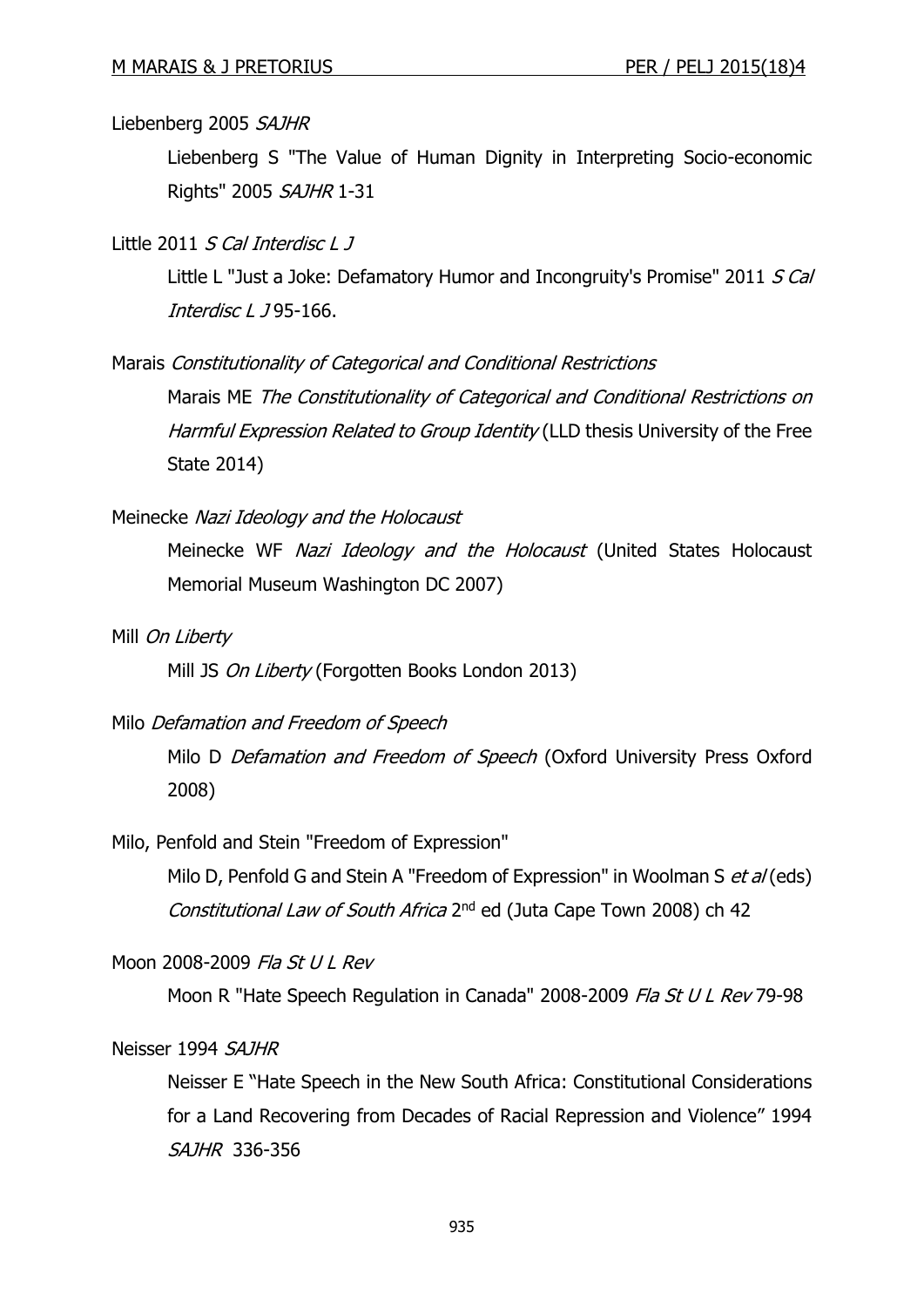Liebenberg 2005 *SAJHR*

Liebenberg S "The Value of Human Dignity in Interpreting Socio-economic Rights" 2005 *SAJHR* 1-31

Little 2011 *S Cal Interdisc L J*

Little L "Just a Joke: Defamatory Humor and Incongruity's Promise" 2011 *S Cal Interdisc L J* 95-166.

Marais *Constitutionality of Categorical and Conditional Restrictions*

Marais ME *The Constitutionality of Categorical and Conditional Restrictions on Harmful Expression Related to Group Identity* (LLD thesis University of the Free State 2014)

Meinecke *Nazi Ideology and the Holocaust*

Meinecke WF *Nazi Ideology and the Holocaust* (United States Holocaust Memorial Museum Washington DC 2007)

Mill *On Liberty*

Mill JS *On Liberty* (Forgotten Books London 2013)

Milo *Defamation and Freedom of Speech*

Milo D *Defamation and Freedom of Speech* (Oxford University Press Oxford 2008)

Milo, Penfold and Stein "Freedom of Expression"

Milo D, Penfold G and Stein A "Freedom of Expression" in Woolman S *et al* (eds) *Constitutional Law of South Africa* 2nd ed (Juta Cape Town 2008) ch 42

Moon 2008-2009 *Fla St U L Rev*

Moon R "Hate Speech Regulation in Canada" 2008-2009 *Fla St U L Rev* 79-98

Neisser 1994 *SAJHR*

Neisser E "Hate Speech in the New South Africa: Constitutional Considerations for a Land Recovering from Decades of Racial Repression and Violence" 1994 *SAJHR* 336-356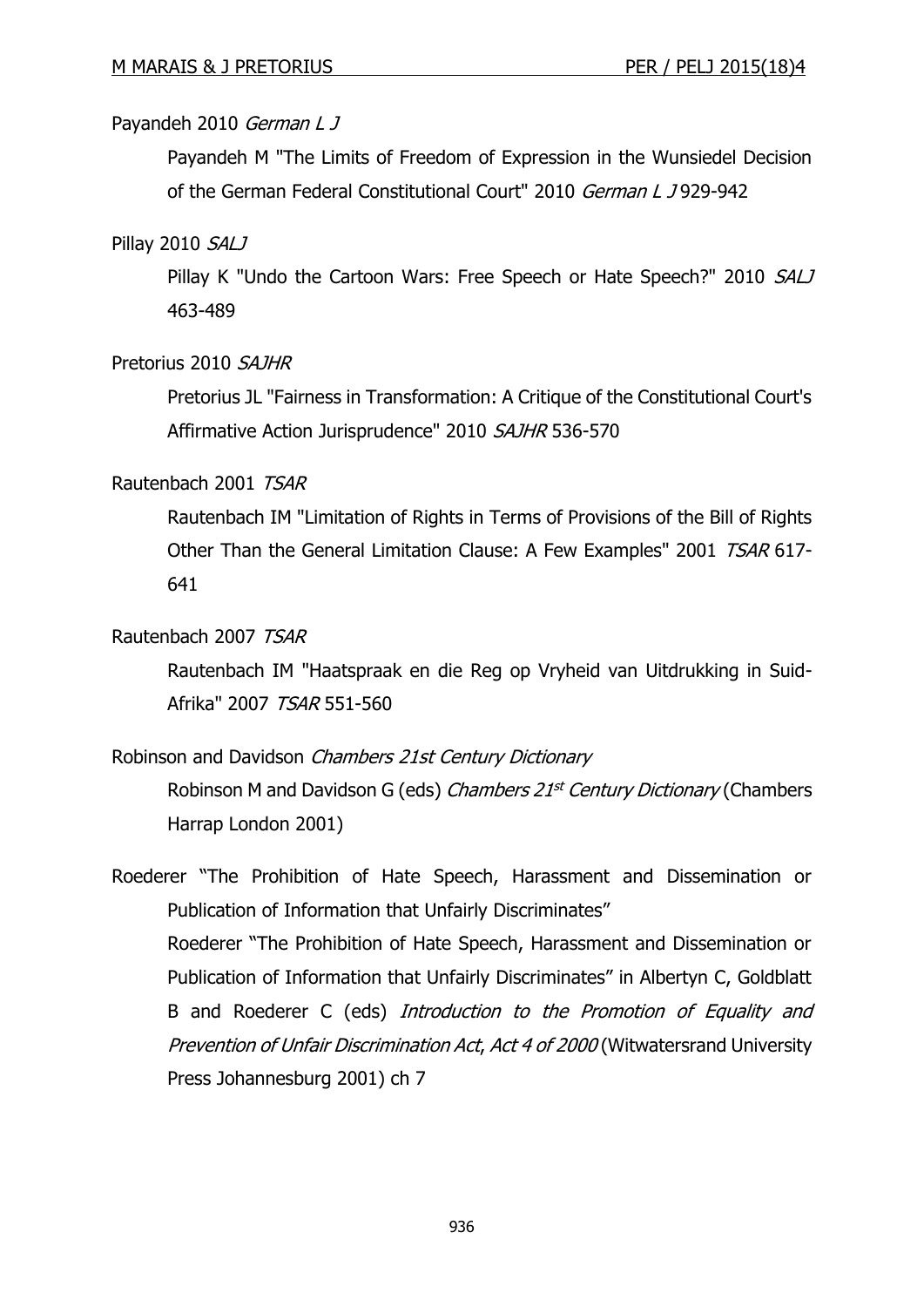Payandeh 2010 *German L J*

Payandeh M "The Limits of Freedom of Expression in the Wunsiedel Decision of the German Federal Constitutional Court" 2010 *German L J* 929-942

Pillay 2010 *SALJ*

Pillay K "Undo the Cartoon Wars: Free Speech or Hate Speech?" 2010 *SALJ* 463-489

Pretorius 2010 *SAJHR*

Pretorius JL "Fairness in Transformation: A Critique of the Constitutional Court's Affirmative Action Jurisprudence" 2010 *SAJHR* 536-570

Rautenbach 2001 *TSAR*

Rautenbach IM "Limitation of Rights in Terms of Provisions of the Bill of Rights Other Than the General Limitation Clause: A Few Examples" 2001 *TSAR* 617-641

Rautenbach 2007 *TSAR*

Rautenbach IM "Haatspraak en die Reg op Vryheid van Uitdrukking in Suid-Afrika" 2007 *TSAR* 551-560

Robinson and Davidson *Chambers 21st Century Dictionary*

Robinson M and Davidson G (eds) *Chambers 21st Century Dictionary* (Chambers Harrap London 2001)

Roederer "The Prohibition of Hate Speech, Harassment and Dissemination or Publication of Information that Unfairly Discriminates"

Roederer "The Prohibition of Hate Speech, Harassment and Dissemination or Publication of Information that Unfairly Discriminates" in Albertyn C, Goldblatt B and Roederer C (eds) *Introduction to the Promotion of Equality and Prevention of Unfair Discrimination Act, Act 4 of 2000* (Witwatersrand University Press Johannesburg 2001) ch 7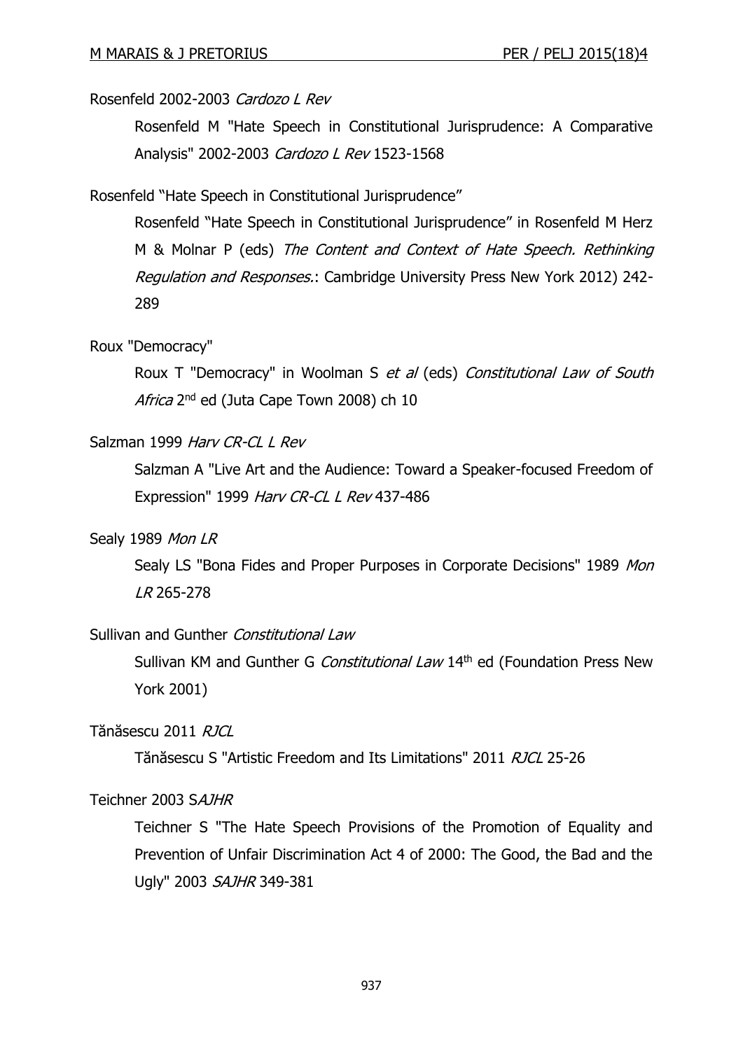Rosenfeld 2002-2003 *Cardozo L Rev*

Rosenfeld M "Hate Speech in Constitutional Jurisprudence: A Comparative Analysis" 2002-2003 *Cardozo L Rev* 1523-1568

Rosenfeld "Hate Speech in Constitutional Jurisprudence"

Rosenfeld "Hate Speech in Constitutional Jurisprudence" in Rosenfeld M Herz M & Molnar P (eds) *The Content and Context of Hate Speech. Rethinking Regulation and Responses.*: Cambridge University Press New York 2012) 242-289

Roux "Democracy"

Roux T "Democracy" in Woolman S *et al* (eds) *Constitutional Law of South Africa* 2nd ed (Juta Cape Town 2008) ch 10

Salzman 1999 *Harv CR-CL L Rev*

Salzman A "Live Art and the Audience: Toward a Speaker-focused Freedom of Expression" 1999 *Harv CR-CL L Rev* 437-486

Sealy 1989 *Mon LR*

Sealy LS "Bona Fides and Proper Purposes in Corporate Decisions" 1989 *Mon LR* 265-278

Sullivan and Gunther *Constitutional Law*

Sullivan KM and Gunther G *Constitutional Law* 14th ed (Foundation Press New York 2001)

Tănăsescu 2011 *RJCL*

Tănăsescu S "Artistic Freedom and Its Limitations" 2011 *RJCL* 25-26

Teichner 2003 S*AJHR*

Teichner S "The Hate Speech Provisions of the Promotion of Equality and Prevention of Unfair Discrimination Act 4 of 2000: The Good, the Bad and the Ugly" 2003 *SAJHR* 349-381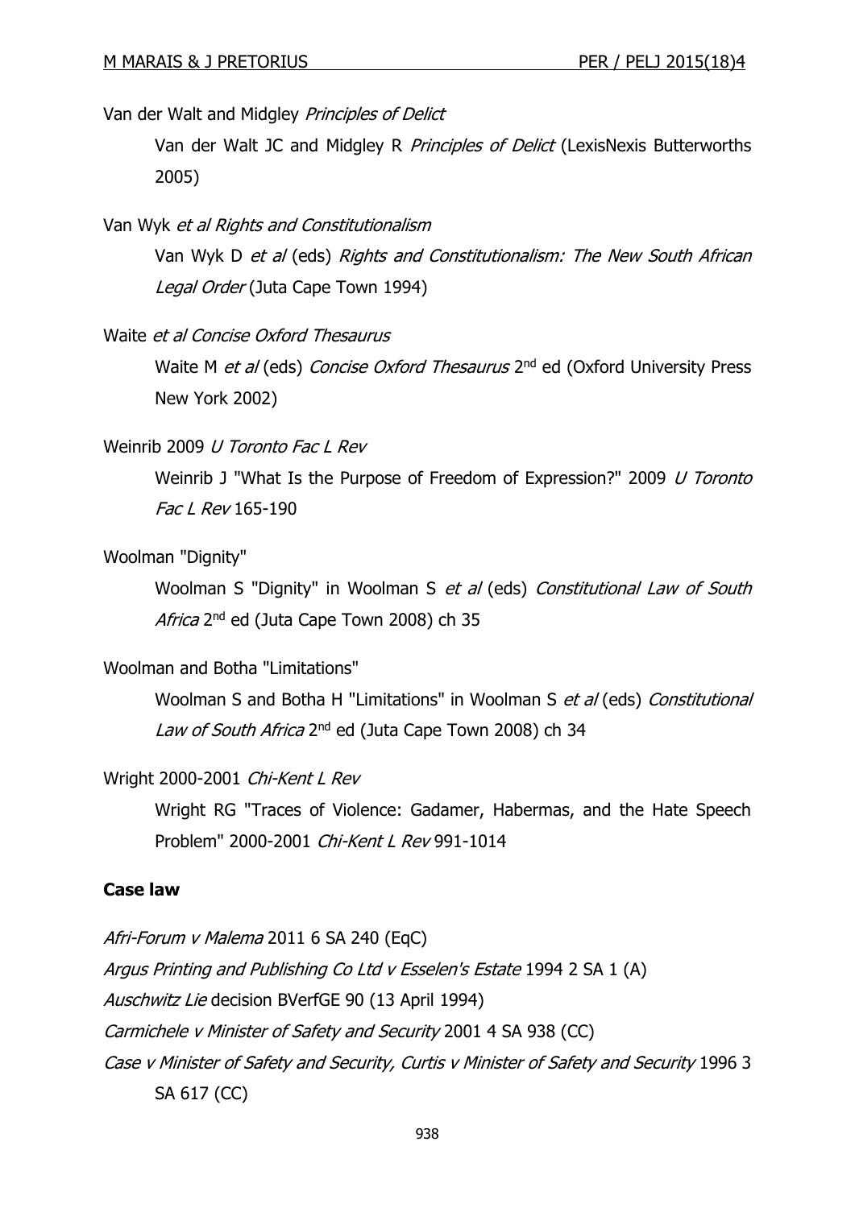Van der Walt and Midgley *Principles of Delict*

Van der Walt JC and Midgley R *Principles of Delict* (LexisNexis Butterworths 2005)

Van Wyk *et al Rights and Constitutionalism*

Van Wyk D *et al* (eds) *Rights and Constitutionalism: The New South African Legal Order* (Juta Cape Town 1994)

Waite *et al Concise Oxford Thesaurus*

Waite M *et al* (eds) *Concise Oxford Thesaurus* 2nd ed (Oxford University Press New York 2002)

Weinrib 2009 *U Toronto Fac L Rev*

Weinrib J "What Is the Purpose of Freedom of Expression?" 2009 *U Toronto Fac L Rev* 165-190

Woolman "Dignity"

Woolman S "Dignity" in Woolman S *et al* (eds) *Constitutional Law of South Africa* 2nd ed (Juta Cape Town 2008) ch 35

Woolman and Botha "Limitations"

Woolman S and Botha H "Limitations" in Woolman S *et al* (eds) *Constitutional Law of South Africa* 2nd ed (Juta Cape Town 2008) ch 34

Wright 2000-2001 *Chi-Kent L Rev*

Wright RG "Traces of Violence: Gadamer, Habermas, and the Hate Speech Problem" 2000-2001 *Chi-Kent L Rev* 991-1014

**Case law**

*Afri-Forum v Malema* 2011 6 SA 240 (EqC)

*Argus Printing and Publishing Co Ltd v Esselen's Estate* 1994 2 SA 1 (A)

*Auschwitz Lie* decision BVerfGE 90 (13 April 1994)

*Carmichele v Minister of Safety and Security* 2001 4 SA 938 (CC)

*Case v Minister of Safety and Security, Curtis v Minister of Safety and Security* 1996 3 SA 617 (CC)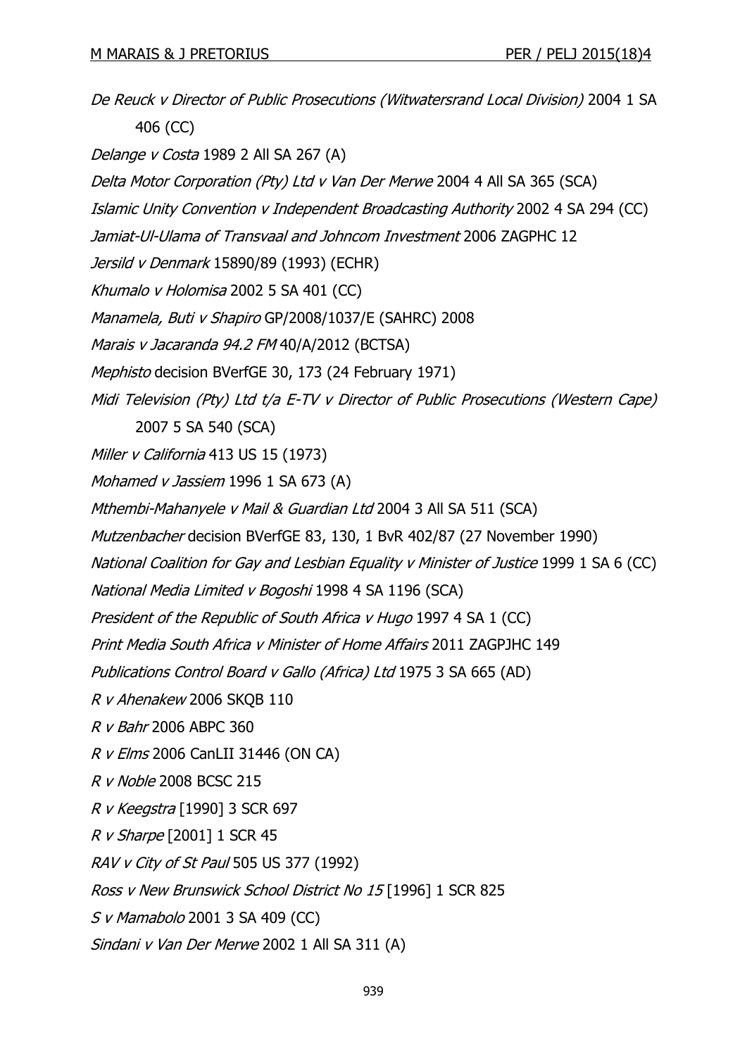*De Reuck v Director of Public Prosecutions (Witwatersrand Local Division)* 2004 1 SA 406 (CC)

*Delange v Costa* 1989 2 All SA 267 (A)

*Delta Motor Corporation (Pty) Ltd v Van Der Merwe* 2004 4 All SA 365 (SCA)

*Islamic Unity Convention v Independent Broadcasting Authority* 2002 4 SA 294 (CC)

*Jamiat-Ul-Ulama of Transvaal and Johncom Investment* 2006 ZAGPHC 12

*Jersild v Denmark* 15890/89 (1993) (ECHR)

*Khumalo v Holomisa* 2002 5 SA 401 (CC)

*Manamela, Buti v Shapiro* GP/2008/1037/E (SAHRC) 2008

*Marais v Jacaranda 94.2 FM* 40/A/2012 (BCTSA)

*Mephisto* decision BVerfGE 30, 173 (24 February 1971)

*Midi Television (Pty) Ltd t/a E-TV v Director of Public Prosecutions (Western Cape)* 2007 5 SA 540 (SCA)

*Miller v California* 413 US 15 (1973)

*Mohamed v Jassiem* 1996 1 SA 673 (A)

*Mthembi-Mahanyele v Mail & Guardian Ltd* 2004 3 All SA 511 (SCA)

*Mutzenbacher* decision BVerfGE 83, 130, 1 BvR 402/87 (27 November 1990)

*National Coalition for Gay and Lesbian Equality v Minister of Justice* 1999 1 SA 6 (CC)

*National Media Limited v Bogoshi* 1998 4 SA 1196 (SCA)

*President of the Republic of South Africa v Hugo* 1997 4 SA 1 (CC)

*Print Media South Africa v Minister of Home Affairs* 2011 ZAGPJHC 149

*Publications Control Board v Gallo (Africa) Ltd* 1975 3 SA 665 (AD)

*R v Ahenakew* 2006 SKQB 110

*R v Bahr* 2006 ABPC 360

*R v Elms* 2006 CanLII 31446 (ON CA)

*R v Noble* 2008 BCSC 215

*R v Keegstra* [1990] 3 SCR 697

*R v Sharpe* [2001] 1 SCR 45

*RAV v City of St Paul* 505 US 377 (1992)

*Ross v New Brunswick School District No 15* [1996] 1 SCR 825

*S v Mamabolo* 2001 3 SA 409 (CC)

*Sindani v Van Der Merwe* 2002 1 All SA 311 (A)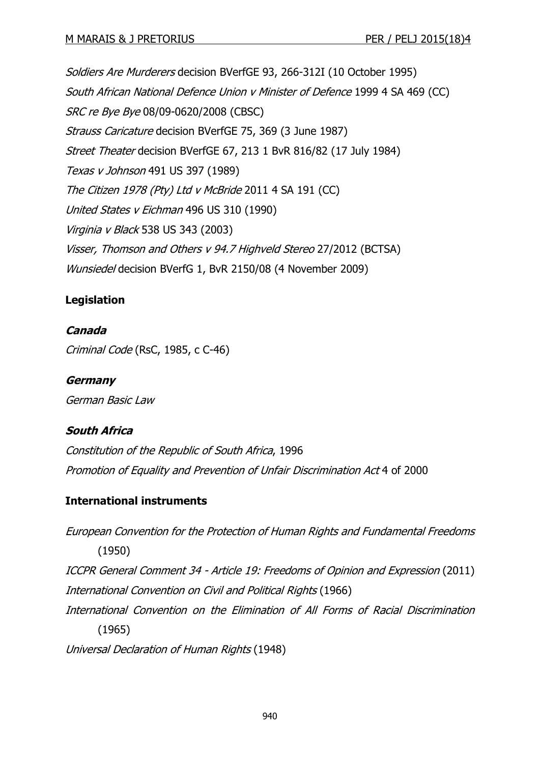*Soldiers Are Murderers* decision BVerfGE 93, 266-312I (10 October 1995)

*South African National Defence Union v Minister of Defence* 1999 4 SA 469 (CC)

*SRC re Bye Bye* 08/09-0620/2008 (CBSC)

*Strauss Caricature* decision BVerfGE 75, 369 (3 June 1987)

*Street Theater* decision BVerfGE 67, 213 1 BvR 816/82 (17 July 1984)

*Texas v Johnson* 491 US 397 (1989)

*The Citizen 1978 (Pty) Ltd v McBride* 2011 4 SA 191 (CC)

*United States v Eichman* 496 US 310 (1990)

*Virginia v Black* 538 US 343 (2003)

*Visser, Thomson and Others v 94.7 Highveld Stereo* 27/2012 (BCTSA)

*Wunsiedel* decision BVerfG 1, BvR 2150/08 (4 November 2009)

## Legislation

### *Canada*

*Criminal Code* (RsC, 1985, c C-46)

### *Germany*

*German Basic Law*

### *South Africa*

*Constitution of the Republic of South Africa*, 1996

*Promotion of Equality and Prevention of Unfair Discrimination Act* 4 of 2000

## International instruments

*European Convention for the Protection of Human Rights and Fundamental Freedoms* (1950)

*ICCPR General Comment 34 - Article 19: Freedoms of Opinion and Expression* (2011)

*International Convention on Civil and Political Rights* (1966)

*International Convention on the Elimination of All Forms of Racial Discrimination* (1965)

*Universal Declaration of Human Rights* (1948)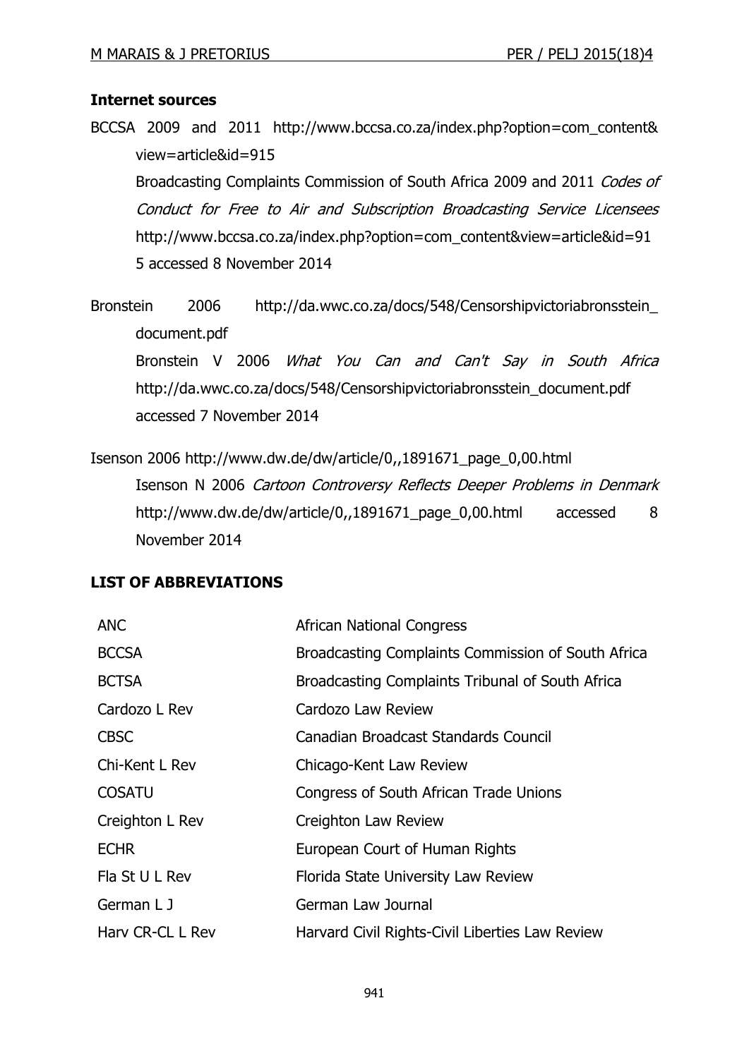**Internet sources**

BCCSA 2009 and 2011 http://www.bccsa.co.za/index.php?option=com_content&view=article&id=915

Broadcasting Complaints Commission of South Africa 2009 and 2011 *Codes of Conduct for Free to Air and Subscription Broadcasting Service Licensees* http://www.bccsa.co.za/index.php?option=com_content&view=article&id=915 accessed 8 November 2014

Bronstein 2006 http://da.wwc.co.za/docs/548/Censorshipvictoriabronsstein_document.pdf

Bronstein V 2006 *What You Can and Can't Say in South Africa* http://da.wwc.co.za/docs/548/Censorshipvictoriabronsstein_document.pdf accessed 7 November 2014

Isenson 2006 http://www.dw.de/dw/article/0,,1891671_page_0,00.html

Isenson N 2006 *Cartoon Controversy Reflects Deeper Problems in Denmark* http://www.dw.de/dw/article/0,,1891671_page_0,00.html accessed 8 November 2014

## LIST OF ABBREVIATIONS

| | |
|---|---|
| ANC | African National Congress |
| BCCSA | Broadcasting Complaints Commission of South Africa |
| BCTSA | Broadcasting Complaints Tribunal of South Africa |
| Cardozo L Rev | Cardozo Law Review |
| CBSC | Canadian Broadcast Standards Council |
| Chi-Kent L Rev | Chicago-Kent Law Review |
| COSATU | Congress of South African Trade Unions |
| Creighton L Rev | Creighton Law Review |
| ECHR | European Court of Human Rights |
| Fla St U L Rev | Florida State University Law Review |
| German L J | German Law Journal |
| Harv CR-CL L Rev | Harvard Civil Rights-Civil Liberties Law Review |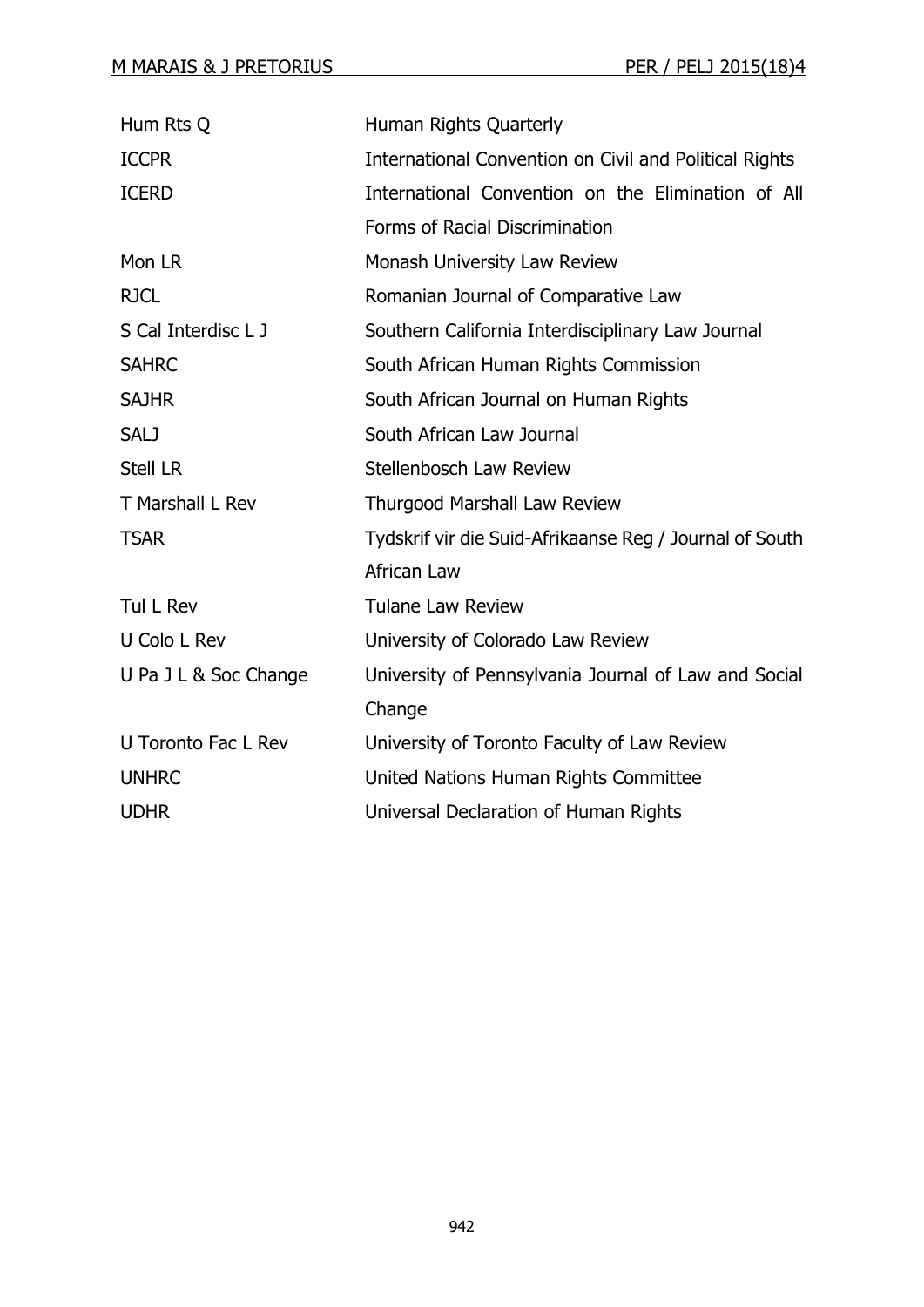| | |
|---|---|
| Hum Rts Q | Human Rights Quarterly |
| ICCPR | International Convention on Civil and Political Rights |
| ICERD | International Convention on the Elimination of All Forms of Racial Discrimination |
| Mon LR | Monash University Law Review |
| RJCL | Romanian Journal of Comparative Law |
| S Cal Interdisc L J | Southern California Interdisciplinary Law Journal |
| SAHRC | South African Human Rights Commission |
| SAJHR | South African Journal on Human Rights |
| SALJ | South African Law Journal |
| Stell LR | Stellenbosch Law Review |
| T Marshall L Rev | Thurgood Marshall Law Review |
| TSAR | Tydskrif vir die Suid-Afrikaanse Reg / Journal of South African Law |
| Tul L Rev | Tulane Law Review |
| U Colo L Rev | University of Colorado Law Review |
| U Pa J L & Soc Change | University of Pennsylvania Journal of Law and Social Change |
| U Toronto Fac L Rev | University of Toronto Faculty of Law Review |
| UNHRC | United Nations Human Rights Committee |
| UDHR | Universal Declaration of Human Rights |